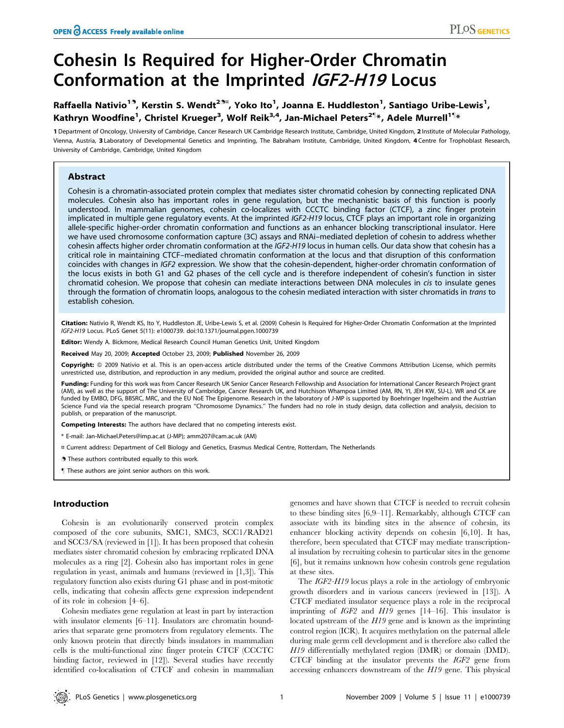# Cohesin Is Required for Higher-Order Chromatin Conformation at the Imprinted *IGF2-H19* Locus

**Raffaella Nativio[1,9], Kerstin S. Wendt[2,9,¤], Yoko Ito[1], Joanna E. Huddleston[1], Santiago Uribe-Lewis[1], Kathryn Woodfine[1], Christel Krueger[3], Wolf Reik[3,4], Jan-Michael Peters[2¶]*, Adele Murrell[1¶]***

**1** Department of Oncology, University of Cambridge, Cancer Research UK Cambridge Research Institute, Cambridge, United Kingdom, **2** Institute of Molecular Pathology, Vienna, Austria, **3** Laboratory of Developmental Genetics and Imprinting, The Babraham Institute, Cambridge, United Kingdom, **4** Centre for Trophoblast Research, University of Cambridge, Cambridge, United Kingdom

## Abstract

Cohesin is a chromatin-associated protein complex that mediates sister chromatid cohesion by connecting replicated DNA molecules. Cohesin also has important roles in gene regulation, but the mechanistic basis of this function is poorly understood. In mammalian genomes, cohesin co-localizes with CCCTC binding factor (CTCF), a zinc finger protein implicated in multiple gene regulatory events. At the imprinted *IGF2-H19* locus, CTCF plays an important role in organizing allele-specific higher-order chromatin conformation and functions as an enhancer blocking transcriptional insulator. Here we have used chromosome conformation capture (3C) assays and RNAi–mediated depletion of cohesin to address whether cohesin affects higher order chromatin conformation at the *IGF2-H19* locus in human cells. Our data show that cohesin has a critical role in maintaining CTCF–mediated chromatin conformation at the locus and that disruption of this conformation coincides with changes in *IGF2* expression. We show that the cohesin-dependent, higher-order chromatin conformation of the locus exists in both G1 and G2 phases of the cell cycle and is therefore independent of cohesin's function in sister chromatid cohesion. We propose that cohesin can mediate interactions between DNA molecules in *cis* to insulate genes through the formation of chromatin loops, analogous to the cohesin mediated interaction with sister chromatids in *trans* to establish cohesion.

**Citation:** Nativio R, Wendt KS, Ito Y, Huddleston JE, Uribe-Lewis S, et al. (2009) Cohesin Is Required for Higher-Order Chromatin Conformation at the Imprinted *IGF2-H19* Locus. PLoS Genet 5(11): e1000739. doi:10.1371/journal.pgen.1000739

**Editor:** Wendy A. Bickmore, Medical Research Council Human Genetics Unit, United Kingdom

**Received** May 20, 2009; **Accepted** October 23, 2009; **Published** November 26, 2009

**Copyright:** © 2009 Nativio et al. This is an open-access article distributed under the terms of the Creative Commons Attribution License, which permits unrestricted use, distribution, and reproduction in any medium, provided the original author and source are credited.

**Funding:** Funding for this work was from Cancer Research UK Senior Cancer Research Fellowship and Association for International Cancer Research Project grant (AM), as well as the support of The University of Cambridge, Cancer Research UK, and Hutchison Whampoa Limited (AM, RN, YI, JEH KW, SU-L). WR and CK are funded by EMBO, DFG, BBSRC, MRC, and the EU NoE The Epigenome. Research in the laboratory of J-MP is supported by Boehringer Ingelheim and the Austrian Science Fund via the special research program "Chromosome Dynamics." The funders had no role in study design, data collection and analysis, decision to publish, or preparation of the manuscript.

**Competing Interests:** The authors have declared that no competing interests exist.

* E-mail: Jan-Michael.Peters@imp.ac.at (J-MP); amm207@cam.ac.uk (AM)

¤ Current address: Department of Cell Biology and Genetics, Erasmus Medical Centre, Rotterdam, The Netherlands

9 These authors contributed equally to this work.

¶ These authors are joint senior authors on this work.

## Introduction

Cohesin is an evolutionarily conserved protein complex composed of the core subunits, SMC1, SMC3, SCC1/RAD21 and SCC3/SA (reviewed in [1]). It has been proposed that cohesin mediates sister chromatid cohesion by embracing replicated DNA molecules as a ring [2]. Cohesin also has important roles in gene regulation in yeast, animals and humans (reviewed in [1,3]). This regulatory function also exists during G1 phase and in post-mitotic cells, indicating that cohesin affects gene expression independent of its role in cohesion [4–6].

Cohesin mediates gene regulation at least in part by interaction with insulator elements [6–11]. Insulators are chromatin boundaries that separate gene promoters from regulatory elements. The only known protein that directly binds insulators in mammalian cells is the multi-functional zinc finger protein CTCF (CCCTC binding factor, reviewed in [12]). Several studies have recently identified co-localisation of CTCF and cohesin in mammalian genomes and have shown that CTCF is needed to recruit cohesin to these binding sites [6,9–11]. Remarkably, although CTCF can associate with its binding sites in the absence of cohesin, its enhancer blocking activity depends on cohesin [6,10]. It has, therefore, been speculated that CTCF may mediate transcriptional insulation by recruiting cohesin to particular sites in the genome [6], but it remains unknown how cohesin controls gene regulation at these sites.

The *IGF2-H19* locus plays a role in the aetiology of embryonic growth disorders and in various cancers (reviewed in [13]). A CTCF mediated insulator sequence plays a role in the reciprocal imprinting of *IGF2* and *H19* genes [14–16]. This insulator is located upstream of the *H19* gene and is known as the imprinting control region (ICR). It acquires methylation on the paternal allele during male germ cell development and is therefore also called the *H19* differentially methylated region (DMR) or domain (DMD). CTCF binding at the insulator prevents the *IGF2* gene from accessing enhancers downstream of the *H19* gene. This physical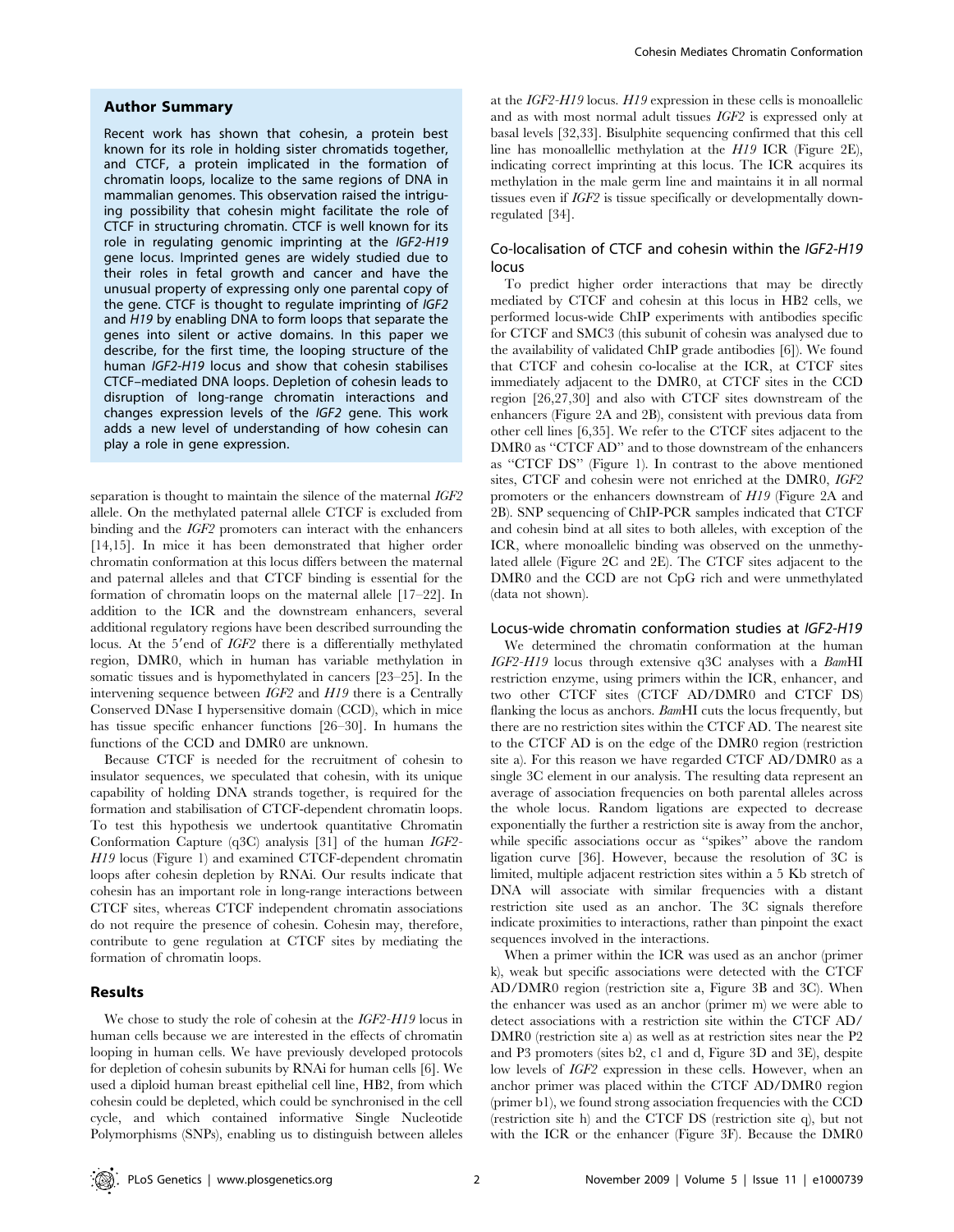## Author Summary

Recent work has shown that cohesin, a protein best known for its role in holding sister chromatids together, and CTCF, a protein implicated in the formation of chromatin loops, localize to the same regions of DNA in mammalian genomes. This observation raised the intriguing possibility that cohesin might facilitate the role of CTCF in structuring chromatin. CTCF is well known for its role in regulating genomic imprinting at the *IGF2-H19* gene locus. Imprinted genes are widely studied due to their roles in fetal growth and cancer and have the unusual property of expressing only one parental copy of the gene. CTCF is thought to regulate imprinting of *IGF2* and *H19* by enabling DNA to form loops that separate the genes into silent or active domains. In this paper we describe, for the first time, the looping structure of the human *IGF2-H19* locus and show that cohesin stabilises CTCF–mediated DNA loops. Depletion of cohesin leads to disruption of long-range chromatin interactions and changes expression levels of the *IGF2* gene. This work adds a new level of understanding of how cohesin can play a role in gene expression.

separation is thought to maintain the silence of the maternal *IGF2* allele. On the methylated paternal allele CTCF is excluded from binding and the *IGF2* promoters can interact with the enhancers [14,15]. In mice it has been demonstrated that higher order chromatin conformation at this locus differs between the maternal and paternal alleles and that CTCF binding is essential for the formation of chromatin loops on the maternal allele [17–22]. In addition to the ICR and the downstream enhancers, several additional regulatory regions have been described surrounding the locus. At the 5′end of *IGF2* there is a differentially methylated region, DMR0, which in human has variable methylation in somatic tissues and is hypomethylated in cancers [23–25]. In the intervening sequence between *IGF2* and *H19* there is a Centrally Conserved DNase I hypersensitive domain (CCD), which in mice has tissue specific enhancer functions [26–30]. In humans the functions of the CCD and DMR0 are unknown.

Because CTCF is needed for the recruitment of cohesin to insulator sequences, we speculated that cohesin, with its unique capability of holding DNA strands together, is required for the formation and stabilisation of CTCF-dependent chromatin loops. To test this hypothesis we undertook quantitative Chromatin Conformation Capture (q3C) analysis [31] of the human *IGF2-H19* locus (Figure 1) and examined CTCF-dependent chromatin loops after cohesin depletion by RNAi. Our results indicate that cohesin has an important role in long-range interactions between CTCF sites, whereas CTCF independent chromatin associations do not require the presence of cohesin. Cohesin may, therefore, contribute to gene regulation at CTCF sites by mediating the formation of chromatin loops.

## Results

We chose to study the role of cohesin at the *IGF2-H19* locus in human cells because we are interested in the effects of chromatin looping in human cells. We have previously developed protocols for depletion of cohesin subunits by RNAi for human cells [6]. We used a diploid human breast epithelial cell line, HB2, from which cohesin could be depleted, which could be synchronised in the cell cycle, and which contained informative Single Nucleotide Polymorphisms (SNPs), enabling us to distinguish between alleles at the *IGF2-H19* locus. *H19* expression in these cells is monoallelic and as with most normal adult tissues *IGF2* is expressed only at basal levels [32,33]. Bisulphite sequencing confirmed that this cell line has monoallellic methylation at the *H19* ICR (Figure 2E), indicating correct imprinting at this locus. The ICR acquires its methylation in the male germ line and maintains it in all normal tissues even if *IGF2* is tissue specifically or developmentally downregulated [34].

### Co-localisation of CTCF and cohesin within the *IGF2-H19* locus

To predict higher order interactions that may be directly mediated by CTCF and cohesin at this locus in HB2 cells, we performed locus-wide ChIP experiments with antibodies specific for CTCF and SMC3 (this subunit of cohesin was analysed due to the availability of validated ChIP grade antibodies [6]). We found that CTCF and cohesin co-localise at the ICR, at CTCF sites immediately adjacent to the DMR0, at CTCF sites in the CCD region [26,27,30] and also with CTCF sites downstream of the enhancers (Figure 2A and 2B), consistent with previous data from other cell lines [6,35]. We refer to the CTCF sites adjacent to the DMR0 as "CTCF AD" and to those downstream of the enhancers as "CTCF DS" (Figure 1). In contrast to the above mentioned sites, CTCF and cohesin were not enriched at the DMR0, *IGF2* promoters or the enhancers downstream of *H19* (Figure 2A and 2B). SNP sequencing of ChIP-PCR samples indicated that CTCF and cohesin bind at all sites to both alleles, with exception of the ICR, where monoallelic binding was observed on the unmethylated allele (Figure 2C and 2E). The CTCF sites adjacent to the DMR0 and the CCD are not CpG rich and were unmethylated (data not shown).

### Locus-wide chromatin conformation studies at *IGF2-H19*

We determined the chromatin conformation at the human *IGF2-H19* locus through extensive q3C analyses with a *Bam*HI restriction enzyme, using primers within the ICR, enhancer, and two other CTCF sites (CTCF AD/DMR0 and CTCF DS) flanking the locus as anchors. *Bam*HI cuts the locus frequently, but there are no restriction sites within the CTCF AD. The nearest site to the CTCF AD is on the edge of the DMR0 region (restriction site a). For this reason we have regarded CTCF AD/DMR0 as a single 3C element in our analysis. The resulting data represent an average of association frequencies on both parental alleles across the whole locus. Random ligations are expected to decrease exponentially the further a restriction site is away from the anchor, while specific associations occur as "spikes" above the random ligation curve [36]. However, because the resolution of 3C is limited, multiple adjacent restriction sites within a 5 Kb stretch of DNA will associate with similar frequencies with a distant restriction site used as an anchor. The 3C signals therefore indicate proximities to interactions, rather than pinpoint the exact sequences involved in the interactions.

When a primer within the ICR was used as an anchor (primer k), weak but specific associations were detected with the CTCF AD/DMR0 region (restriction site a, Figure 3B and 3C). When the enhancer was used as an anchor (primer m) we were able to detect associations with a restriction site within the CTCF AD/DMR0 (restriction site a) as well as at restriction sites near the P2 and P3 promoters (sites b2, c1 and d, Figure 3D and 3E), despite low levels of *IGF2* expression in these cells. However, when an anchor primer was placed within the CTCF AD/DMR0 region (primer b1), we found strong association frequencies with the CCD (restriction site h) and the CTCF DS (restriction site q), but not with the ICR or the enhancer (Figure 3F). Because the DMR0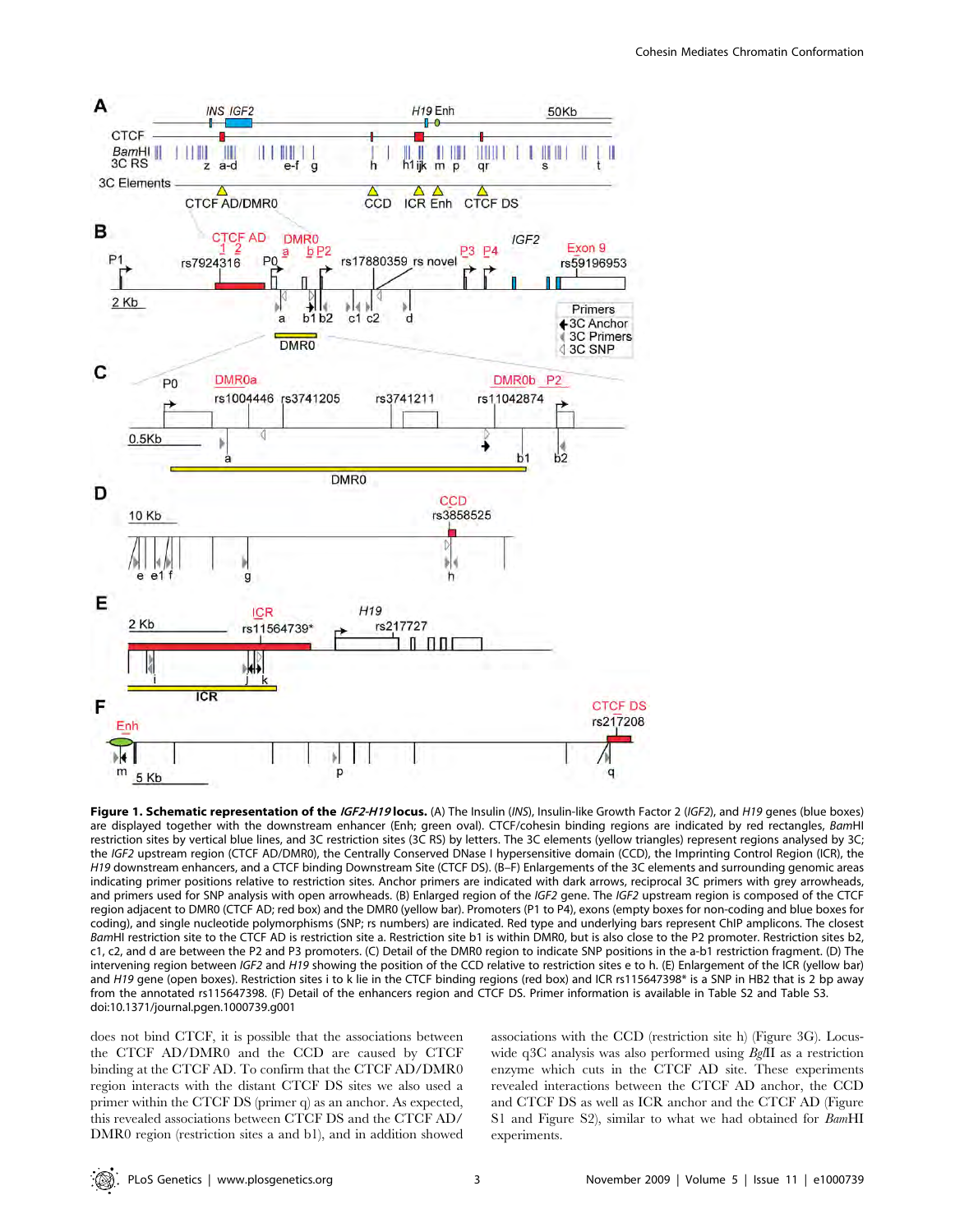**Figure 1. Schematic representation of the *IGF2-H19* locus.** (A) The Insulin (*INS*), Insulin-like Growth Factor 2 (*IGF2*), and *H19* genes (blue boxes) are displayed together with the downstream enhancer (Enh; green oval). CTCF/cohesin binding regions are indicated by red rectangles, *BamHI* restriction sites by vertical blue lines, and 3C restriction sites (3C RS) by letters. The 3C elements (yellow triangles) represent regions analysed by 3C; the *IGF2* upstream region (CTCF AD/DMR0), the Centrally Conserved DNase I hypersensitive domain (CCD), the Imprinting Control Region (ICR), the *H19* downstream enhancers, and a CTCF binding Downstream Site (CTCF DS). (B–F) Enlargements of the 3C elements and surrounding genomic areas indicating primer positions relative to restriction sites. Anchor primers are indicated with dark arrows, reciprocal 3C primers with grey arrowheads, and primers used for SNP analysis with open arrowheads. (B) Enlarged region of the *IGF2* gene. The *IGF2* upstream region is composed of the CTCF region adjacent to DMR0 (CTCF AD; red box) and the DMR0 (yellow bar). Promoters (P1 to P4), exons (empty boxes for non-coding and blue boxes for coding), and single nucleotide polymorphisms (SNP; rs numbers) are indicated. Red type and underlying bars represent ChIP amplicons. The closest *BamHI* restriction site to the CTCF AD is restriction site a. Restriction site b1 is within DMR0, but is also close to the P2 promoter. Restriction sites b2, c1, c2, and d are between the P2 and P3 promoters. (C) Detail of the DMR0 region to indicate SNP positions in the a-b1 restriction fragment. (D) The intervening region between *IGF2* and *H19* showing the position of the CCD relative to restriction sites e to h. (E) Enlargement of the ICR (yellow bar) and *H19* gene (open boxes). Restriction sites i to k lie in the CTCF binding regions (red box) and ICR rs115647398* is a SNP in HB2 that is 2 bp away from the annotated rs115647398. (F) Detail of the enhancers region and CTCF DS. Primer information is available in Table S2 and Table S3.
doi:10.1371/journal.pgen.1000739.g001

does not bind CTCF, it is possible that the associations between the CTCF AD/DMR0 and the CCD are caused by CTCF binding at the CTCF AD. To confirm that the CTCF AD/DMR0 region interacts with the distant CTCF DS sites we also used a primer within the CTCF DS (primer q) as an anchor. As expected, this revealed associations between CTCF DS and the CTCF AD/DMR0 region (restriction sites a and b1), and in addition showed associations with the CCD (restriction site h) (Figure 3G). Locus-wide q3C analysis was also performed using *BglII* as a restriction enzyme which cuts in the CTCF AD site. These experiments revealed interactions between the CTCF AD anchor, the CCD and CTCF DS as well as ICR anchor and the CTCF AD (Figure S1 and Figure S2), similar to what we had obtained for *BamHI* experiments.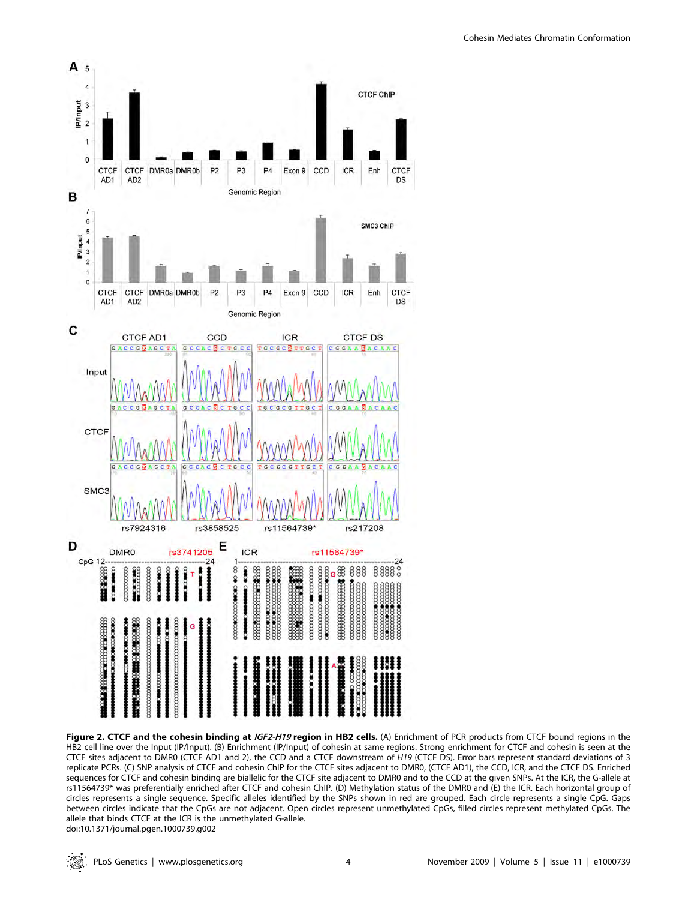**Figure 2. CTCF and the cohesin binding at *IGF2-H19* region in HB2 cells.** (A) Enrichment of PCR products from CTCF bound regions in the HB2 cell line over the Input (IP/Input). (B) Enrichment (IP/Input) of cohesin at same regions. Strong enrichment for CTCF and cohesin is seen at the CTCF sites adjacent to DMR0 (CTCF AD1 and 2), the CCD and a CTCF downstream of *H19* (CTCF DS). Error bars represent standard deviations of 3 replicate PCRs. (C) SNP analysis of CTCF and cohesin ChIP for the CTCF sites adjacent to DMR0, (CTCF AD1), the CCD, ICR, and the CTCF DS. Enriched sequences for CTCF and cohesin binding are biallelic for the CTCF site adjacent to DMR0 and to the CCD at the given SNPs. At the ICR, the G-allele at rs11564739* was preferentially enriched after CTCF and cohesin ChIP. (D) Methylation status of the DMR0 and (E) the ICR. Each horizontal group of circles represents a single sequence. Specific alleles identified by the SNPs shown in red are grouped. Each circle represents a single CpG. Gaps between circles indicate that the CpGs are not adjacent. Open circles represent unmethylated CpGs, filled circles represent methylated CpGs. The allele that binds CTCF at the ICR is the unmethylated G-allele.

doi:10.1371/journal.pgen.1000739.g002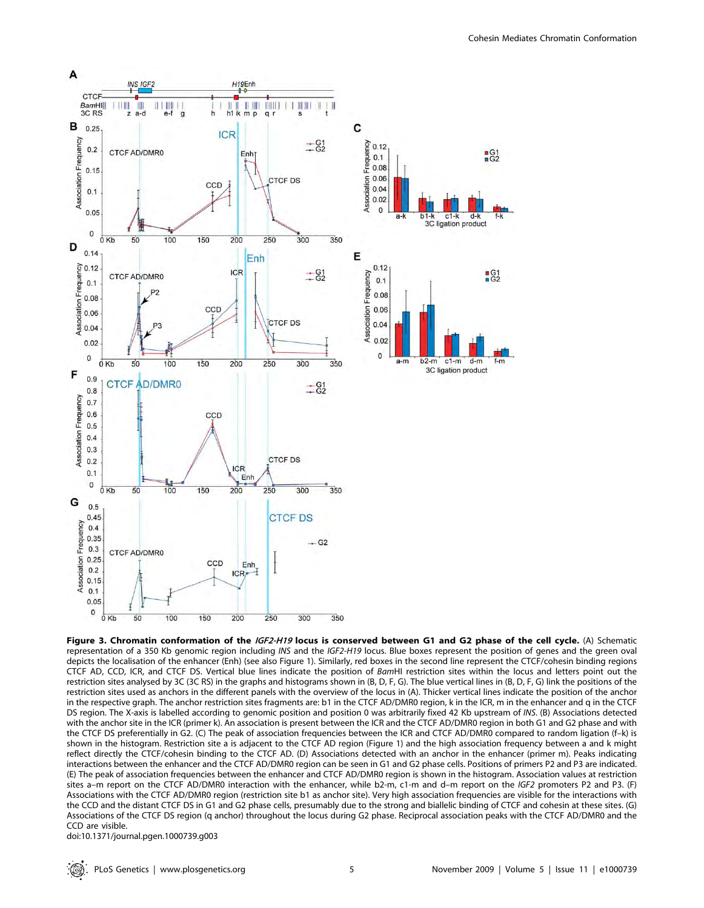**Figure 3. Chromatin conformation of the *IGF2-H19* locus is conserved between G1 and G2 phase of the cell cycle.** (A) Schematic representation of a 350 Kb genomic region including *INS* and the *IGF2-H19* locus. Blue boxes represent the position of genes and the green oval depicts the localisation of the enhancer (Enh) (see also Figure 1). Similarly, red boxes in the second line represent the CTCF/cohesin binding regions CTCF AD, CCD, ICR, and CTCF DS. Vertical blue lines indicate the position of *Bam*HI restriction sites within the locus and letters point out the restriction sites analysed by 3C (3C RS) in the graphs and histograms shown in (B, D, F, G). The blue vertical lines in (B, D, F, G) link the positions of the restriction sites used as anchors in the different panels with the overview of the locus in (A). Thicker vertical lines indicate the position of the anchor in the respective graph. The anchor restriction sites fragments are: b1 in the CTCF AD/DMR0 region, k in the ICR, m in the enhancer and q in the CTCF DS region. The X-axis is labelled according to genomic position and position 0 was arbitrarily fixed 42 Kb upstream of *INS*. (B) Associations detected with the anchor site in the ICR (primer k). An association is present between the ICR and the CTCF AD/DMR0 region in both G1 and G2 phase and with the CTCF DS preferentially in G2. (C) The peak of association frequencies between the ICR and CTCF AD/DMR0 compared to random ligation (f–k) is shown in the histogram. Restriction site a is adjacent to the CTCF AD region (Figure 1) and the high association frequency between a and k might reflect directly the CTCF/cohesin binding to the CTCF AD. (D) Associations detected with an anchor in the enhancer (primer m). Peaks indicating interactions between the enhancer and the CTCF AD/DMR0 region can be seen in G1 and G2 phase cells. Positions of primers P2 and P3 are indicated. (E) The peak of association frequencies between the enhancer and CTCF AD/DMR0 region is shown in the histogram. Association values at restriction sites a–m report on the CTCF AD/DMR0 interaction with the enhancer, while b2-m, c1-m and d–m report on the *IGF2* promoters P2 and P3. (F) Associations with the CTCF AD/DMR0 region (restriction site b1 as anchor site). Very high association frequencies are visible for the interactions with the CCD and the distant CTCF DS in G1 and G2 phase cells, presumably due to the strong and biallelic binding of CTCF and cohesin at these sites. (G) Associations of the CTCF DS region (q anchor) throughout the locus during G2 phase. Reciprocal association peaks with the CTCF AD/DMR0 and the CCD are visible.

doi:10.1371/journal.pgen.1000739.g003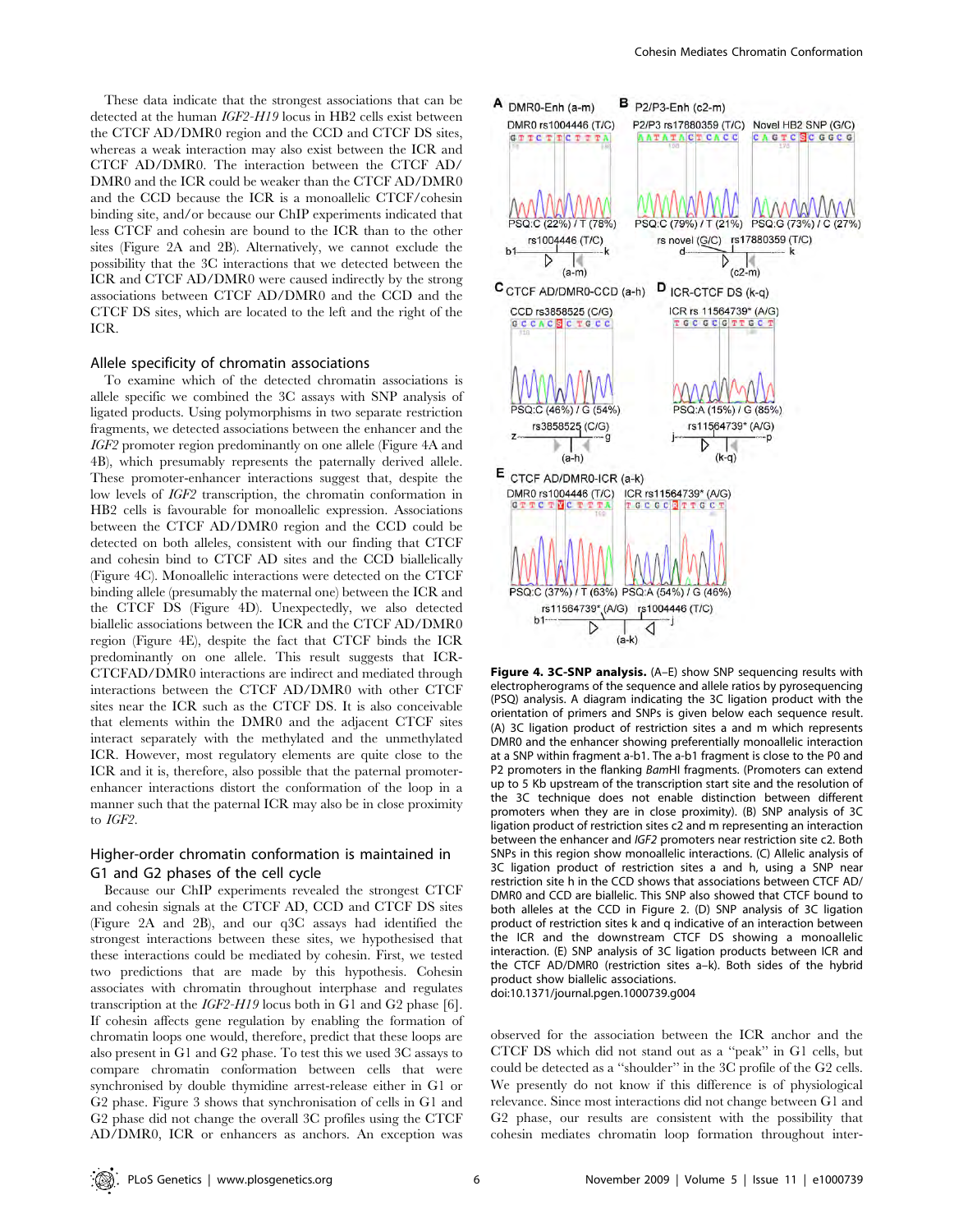These data indicate that the strongest associations that can be detected at the human *IGF2-H19* locus in HB2 cells exist between the CTCF AD/DMR0 region and the CCD and CTCF DS sites, whereas a weak interaction may also exist between the ICR and CTCF AD/DMR0. The interaction between the CTCF AD/DMR0 and the ICR could be weaker than the CTCF AD/DMR0 and the CCD because the ICR is a monoallelic CTCF/cohesin binding site, and/or because our ChIP experiments indicated that less CTCF and cohesin are bound to the ICR than to the other sites (Figure 2A and 2B). Alternatively, we cannot exclude the possibility that the 3C interactions that we detected between the ICR and CTCF AD/DMR0 were caused indirectly by the strong associations between CTCF AD/DMR0 and the CCD and the CTCF DS sites, which are located to the left and the right of the ICR.

## Allele specificity of chromatin associations

To examine which of the detected chromatin associations is allele specific we combined the 3C assays with SNP analysis of ligated products. Using polymorphisms in two separate restriction fragments, we detected associations between the enhancer and the *IGF2* promoter region predominantly on one allele (Figure 4A and 4B), which presumably represents the paternally derived allele. These promoter-enhancer interactions suggest that, despite the low levels of *IGF2* transcription, the chromatin conformation in HB2 cells is favourable for monoallelic expression. Associations between the CTCF AD/DMR0 region and the CCD could be detected on both alleles, consistent with our finding that CTCF and cohesin bind to CTCF AD sites and the CCD biallelically (Figure 4C). Monoallelic interactions were detected on the CTCF binding allele (presumably the maternal one) between the ICR and the CTCF DS (Figure 4D). Unexpectedly, we also detected biallelic associations between the ICR and the CTCF AD/DMR0 region (Figure 4E), despite the fact that CTCF binds the ICR predominantly on one allele. This result suggests that ICR-CTCFAD/DMR0 interactions are indirect and mediated through interactions between the CTCF AD/DMR0 with other CTCF sites near the ICR such as the CTCF DS. It is also conceivable that elements within the DMR0 and the adjacent CTCF sites interact separately with the methylated and the unmethylated ICR. However, most regulatory elements are quite close to the ICR and it is, therefore, also possible that the paternal promoter-enhancer interactions distort the conformation of the loop in a manner such that the paternal ICR may also be in close proximity to *IGF2*.

## Higher-order chromatin conformation is maintained in G1 and G2 phases of the cell cycle

Because our ChIP experiments revealed the strongest CTCF and cohesin signals at the CTCF AD, CCD and CTCF DS sites (Figure 2A and 2B), and our q3C assays had identified the strongest interactions between these sites, we hypothesised that these interactions could be mediated by cohesin. First, we tested two predictions that are made by this hypothesis. Cohesin associates with chromatin throughout interphase and regulates transcription at the *IGF2-H19* locus both in G1 and G2 phase [6]. If cohesin affects gene regulation by enabling the formation of chromatin loops one would, therefore, predict that these loops are also present in G1 and G2 phase. To test this we used 3C assays to compare chromatin conformation between cells that were synchronised by double thymidine arrest-release either in G1 or G2 phase. Figure 3 shows that synchronisation of cells in G1 and G2 phase did not change the overall 3C profiles using the CTCF AD/DMR0, ICR or enhancers as anchors. An exception was observed for the association between the ICR anchor and the CTCF DS which did not stand out as a "peak" in G1 cells, but could be detected as a "shoulder" in the 3C profile of the G2 cells. We presently do not know if this difference is of physiological relevance. Since most interactions did not change between G1 and G2 phase, our results are consistent with the possibility that cohesin mediates chromatin loop formation throughout inter-

**Figure 4. 3C-SNP analysis.** (A–E) show SNP sequencing results with electropherograms of the sequence and allele ratios by pyrosequencing (PSQ) analysis. A diagram indicating the 3C ligation product with the orientation of primers and SNPs is given below each sequence result. (A) 3C ligation product of restriction sites a and m which represents DMR0 and the enhancer showing preferentially monoallelic interaction at a SNP within fragment a-b1. The a-b1 fragment is close to the P0 and P2 promoters in the flanking *Bam*HI fragments. (Promoters can extend up to 5 Kb upstream of the transcription start site and the resolution of the 3C technique does not enable distinction between different promoters when they are in close proximity). (B) SNP analysis of 3C ligation product of restriction sites c2 and m representing an interaction between the enhancer and *IGF2* promoters near restriction site c2. Both SNPs in this region show monoallelic interactions. (C) Allelic analysis of 3C ligation product of restriction sites a and h, using a SNP near restriction site h in the CCD shows that associations between CTCF AD/DMR0 and CCD are biallelic. This SNP also showed that CTCF bound to both alleles at the CCD in Figure 2. (D) SNP analysis of 3C ligation product of restriction sites k and q indicative of an interaction between the ICR and the downstream CTCF DS showing a monoallelic interaction. (E) SNP analysis of 3C ligation products between ICR and the CTCF AD/DMR0 (restriction sites a–k). Both sides of the hybrid product show biallelic associations.
doi:10.1371/journal.pgen.1000739.g004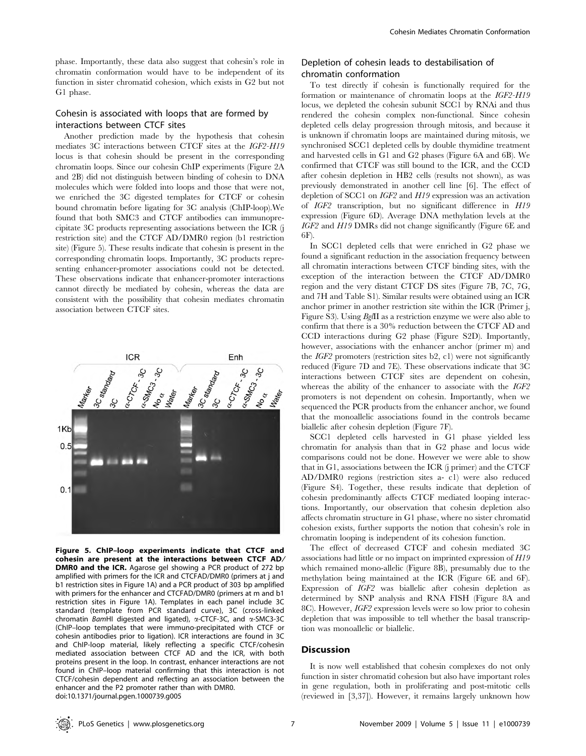phase. Importantly, these data also suggest that cohesin's role in chromatin conformation would have to be independent of its function in sister chromatid cohesion, which exists in G2 but not G1 phase.

### Cohesin is associated with loops that are formed by interactions between CTCF sites

Another prediction made by the hypothesis that cohesin mediates 3C interactions between CTCF sites at the *IGF2-H19* locus is that cohesin should be present in the corresponding chromatin loops. Since our cohesin ChIP experiments (Figure 2A and 2B) did not distinguish between binding of cohesin to DNA molecules which were folded into loops and those that were not, we enriched the 3C digested templates for CTCF or cohesin bound chromatin before ligating for 3C analysis (ChIP-loop).We found that both SMC3 and CTCF antibodies can immunoprecipitate 3C products representing associations between the ICR (j restriction site) and the CTCF AD/DMR0 region (b1 restriction site) (Figure 5). These results indicate that cohesin is present in the corresponding chromatin loops. Importantly, 3C products representing enhancer-promoter associations could not be detected. These observations indicate that enhancer-promoter interactions cannot directly be mediated by cohesin, whereas the data are consistent with the possibility that cohesin mediates chromatin association between CTCF sites.

**Figure 5. ChIP–loop experiments indicate that CTCF and cohesin are present at the interactions between CTCF AD/DMR0 and the ICR.** Agarose gel showing a PCR product of 272 bp amplified with primers for the ICR and CTCFAD/DMR0 (primers at j and b1 restriction sites in Figure 1A) and a PCR product of 303 bp amplified with primers for the enhancer and CTCFAD/DMR0 (primers at m and b1 restriction sites in Figure 1A). Templates in each panel include 3C standard (template from PCR standard curve), 3C (cross-linked chromatin *Bam*HI digested and ligated), α-CTCF-3C, and α-SMC3-3C (ChIP–loop templates that were immuno-precipitated with CTCF or cohesin antibodies prior to ligation). ICR interactions are found in 3C and ChIP-loop material, likely reflecting a specific CTCF/cohesin mediated association between CTCF AD and the ICR, with both proteins present in the loop. In contrast, enhancer interactions are not found in ChIP–loop material confirming that this interaction is not CTCF/cohesin dependent and reflecting an association between the enhancer and the P2 promoter rather than with DMR0.
doi:10.1371/journal.pgen.1000739.g005

### Depletion of cohesin leads to destabilisation of chromatin conformation

To test directly if cohesin is functionally required for the formation or maintenance of chromatin loops at the *IGF2-H19* locus, we depleted the cohesin subunit SCC1 by RNAi and thus rendered the cohesin complex non-functional. Since cohesin depleted cells delay progression through mitosis, and because it is unknown if chromatin loops are maintained during mitosis, we synchronised SCC1 depleted cells by double thymidine treatment and harvested cells in G1 and G2 phases (Figure 6A and 6B). We confirmed that CTCF was still bound to the ICR, and the CCD after cohesin depletion in HB2 cells (results not shown), as was previously demonstrated in another cell line [6]. The effect of depletion of SCC1 on *IGF2* and *H19* expression was an activation of *IGF2* transcription, but no significant difference in *H19* expression (Figure 6D). Average DNA methylation levels at the *IGF2* and *H19* DMRs did not change significantly (Figure 6E and 6F).

In SCC1 depleted cells that were enriched in G2 phase we found a significant reduction in the association frequency between all chromatin interactions between CTCF binding sites, with the exception of the interaction between the CTCF AD/DMR0 region and the very distant CTCF DS sites (Figure 7B, 7C, 7G, and 7H and Table S1). Similar results were obtained using an ICR anchor primer in another restriction site within the ICR (Primer j, Figure S3). Using *Bgl*II as a restriction enzyme we were also able to confirm that there is a 30% reduction between the CTCF AD and CCD interactions during G2 phase (Figure S2D). Importantly, however, associations with the enhancer anchor (primer m) and the *IGF2* promoters (restriction sites b2, c1) were not significantly reduced (Figure 7D and 7E). These observations indicate that 3C interactions between CTCF sites are dependent on cohesin, whereas the ability of the enhancer to associate with the *IGF2* promoters is not dependent on cohesin. Importantly, when we sequenced the PCR products from the enhancer anchor, we found that the monoallelic associations found in the controls became biallelic after cohesin depletion (Figure 7F).

SCC1 depleted cells harvested in G1 phase yielded less chromatin for analysis than that in G2 phase and locus wide comparisons could not be done. However we were able to show that in G1, associations between the ICR (j primer) and the CTCF AD/DMR0 regions (restriction sites a- c1) were also reduced (Figure S4). Together, these results indicate that depletion of cohesin predominantly affects CTCF mediated looping interactions. Importantly, our observation that cohesin depletion also affects chromatin structure in G1 phase, where no sister chromatid cohesion exists, further supports the notion that cohesin's role in chromatin looping is independent of its cohesion function.

The effect of decreased CTCF and cohesin mediated 3C associations had little or no impact on imprinted expression of *H19* which remained mono-allelic (Figure 8B), presumably due to the methylation being maintained at the ICR (Figure 6E and 6F). Expression of *IGF2* was biallelic after cohesin depletion as determined by SNP analysis and RNA FISH (Figure 8A and 8C). However, *IGF2* expression levels were so low prior to cohesin depletion that was impossible to tell whether the basal transcription was monoallelic or biallelic.

## Discussion

It is now well established that cohesin complexes do not only function in sister chromatid cohesion but also have important roles in gene regulation, both in proliferating and post-mitotic cells (reviewed in [3,37]). However, it remains largely unknown how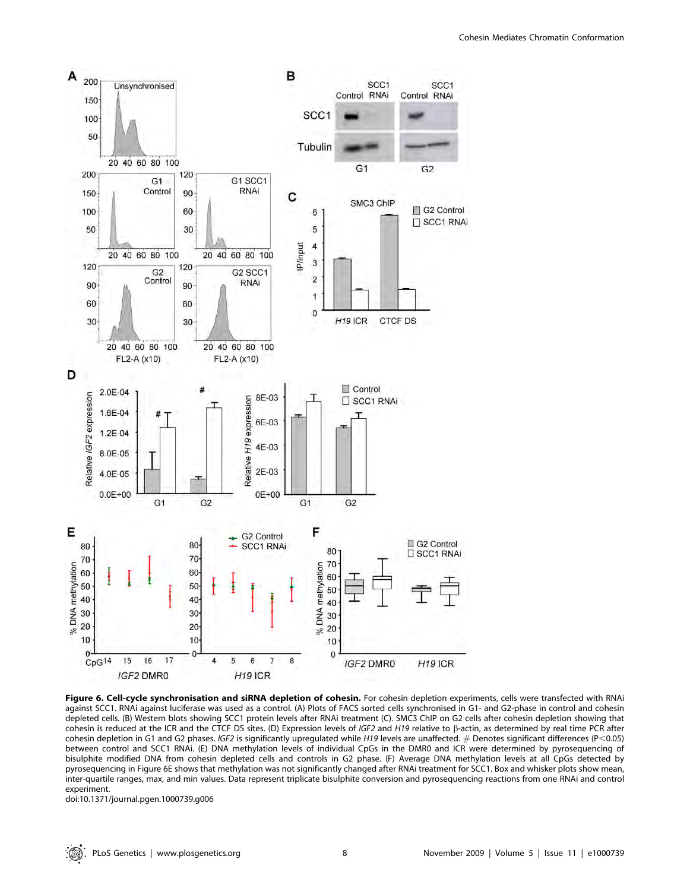**Figure 6. Cell-cycle synchronisation and siRNA depletion of cohesin.** For cohesin depletion experiments, cells were transfected with RNAi against SCC1. RNAi against luciferase was used as a control. (A) Plots of FACS sorted cells synchronised in G1- and G2-phase in control and cohesin depleted cells. (B) Western blots showing SCC1 protein levels after RNAi treatment (C). SMC3 ChIP on G2 cells after cohesin depletion showing that cohesin is reduced at the ICR and the CTCF DS sites. (D) Expression levels of *IGF2* and *H19* relative to β-actin, as determined by real time PCR after cohesin depletion in G1 and G2 phases. *IGF2* is significantly upregulated while *H19* levels are unaffected. # Denotes significant differences ($P<0.05$) between control and SCC1 RNAi. (E) DNA methylation levels of individual CpGs in the DMR0 and ICR were determined by pyrosequencing of bisulphite modified DNA from cohesin depleted cells and controls in G2 phase. (F) Average DNA methylation levels at all CpGs detected by pyrosequencing in Figure 6E shows that methylation was not significantly changed after RNAi treatment for SCC1. Box and whisker plots show mean, inter-quartile ranges, max, and min values. Data represent triplicate bisulphite conversion and pyrosequencing reactions from one RNAi and control experiment.

doi:10.1371/journal.pgen.1000739.g006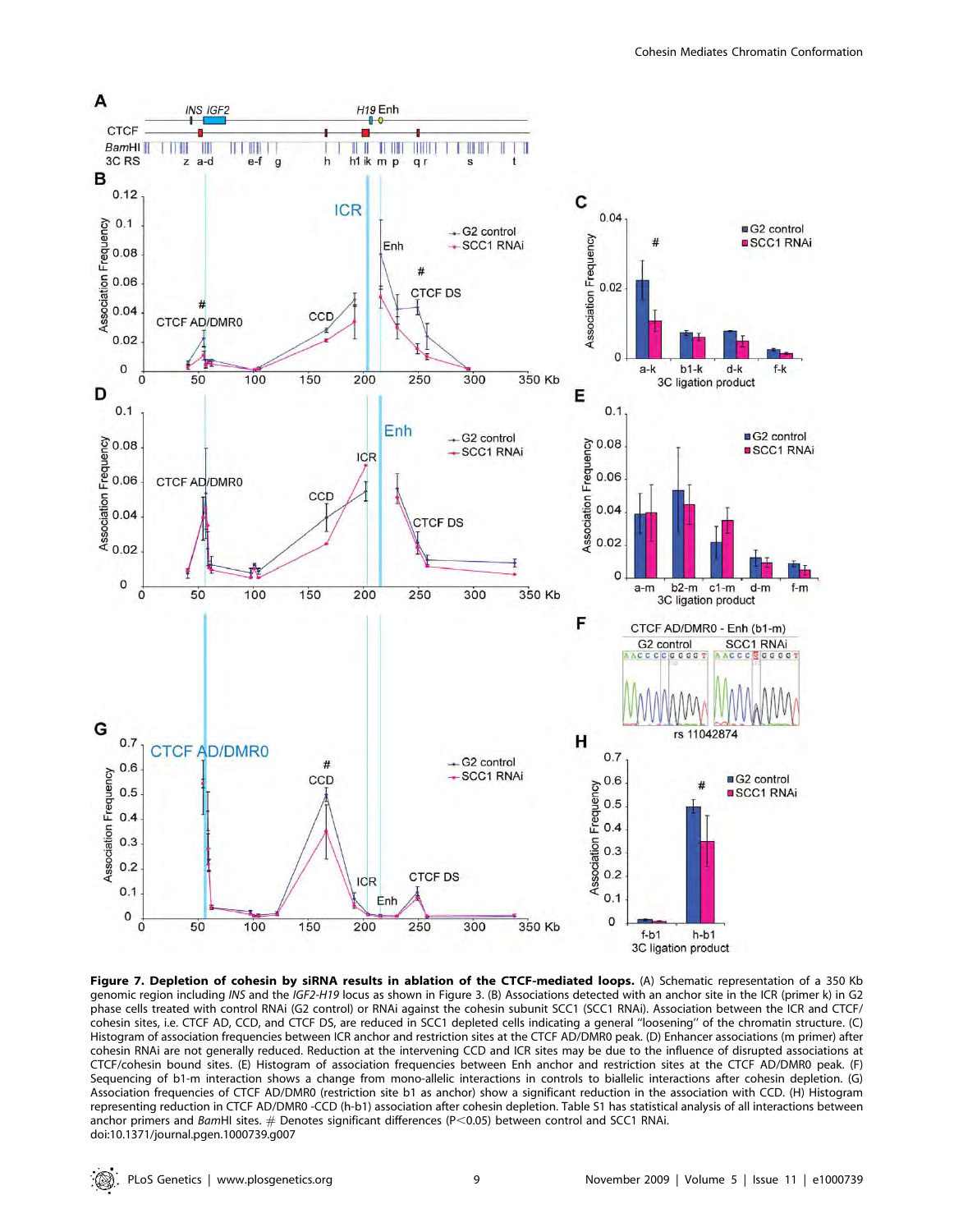**Figure 7. Depletion of cohesin by siRNA results in ablation of the CTCF-mediated loops.** (A) Schematic representation of a 350 Kb genomic region including *INS* and the *IGF2-H19* locus as shown in Figure 3. (B) Associations detected with an anchor site in the ICR (primer k) in G2 phase cells treated with control RNAi (G2 control) or RNAi against the cohesin subunit SCC1 (SCC1 RNAi). Association between the ICR and CTCF/cohesin sites, i.e. CTCF AD, CCD, and CTCF DS, are reduced in SCC1 depleted cells indicating a general "loosening" of the chromatin structure. (C) Histogram of association frequencies between ICR anchor and restriction sites at the CTCF AD/DMR0 peak. (D) Enhancer associations (m primer) after cohesin RNAi are not generally reduced. Reduction at the intervening CCD and ICR sites may be due to the influence of disrupted associations at CTCF/cohesin bound sites. (E) Histogram of association frequencies between Enh anchor and restriction sites at the CTCF AD/DMR0 peak. (F) Sequencing of b1-m interaction shows a change from mono-allelic interactions in controls to biallelic interactions after cohesin depletion. (G) Association frequencies of CTCF AD/DMR0 (restriction site b1 as anchor) show a significant reduction in the association with CCD. (H) Histogram representing reduction in CTCF AD/DMR0 -CCD (h-b1) association after cohesin depletion. Table S1 has statistical analysis of all interactions between anchor primers and *BamHI* sites. # Denotes significant differences ($P<0.05$) between control and SCC1 RNAi.
doi:10.1371/journal.pgen.1000739.g007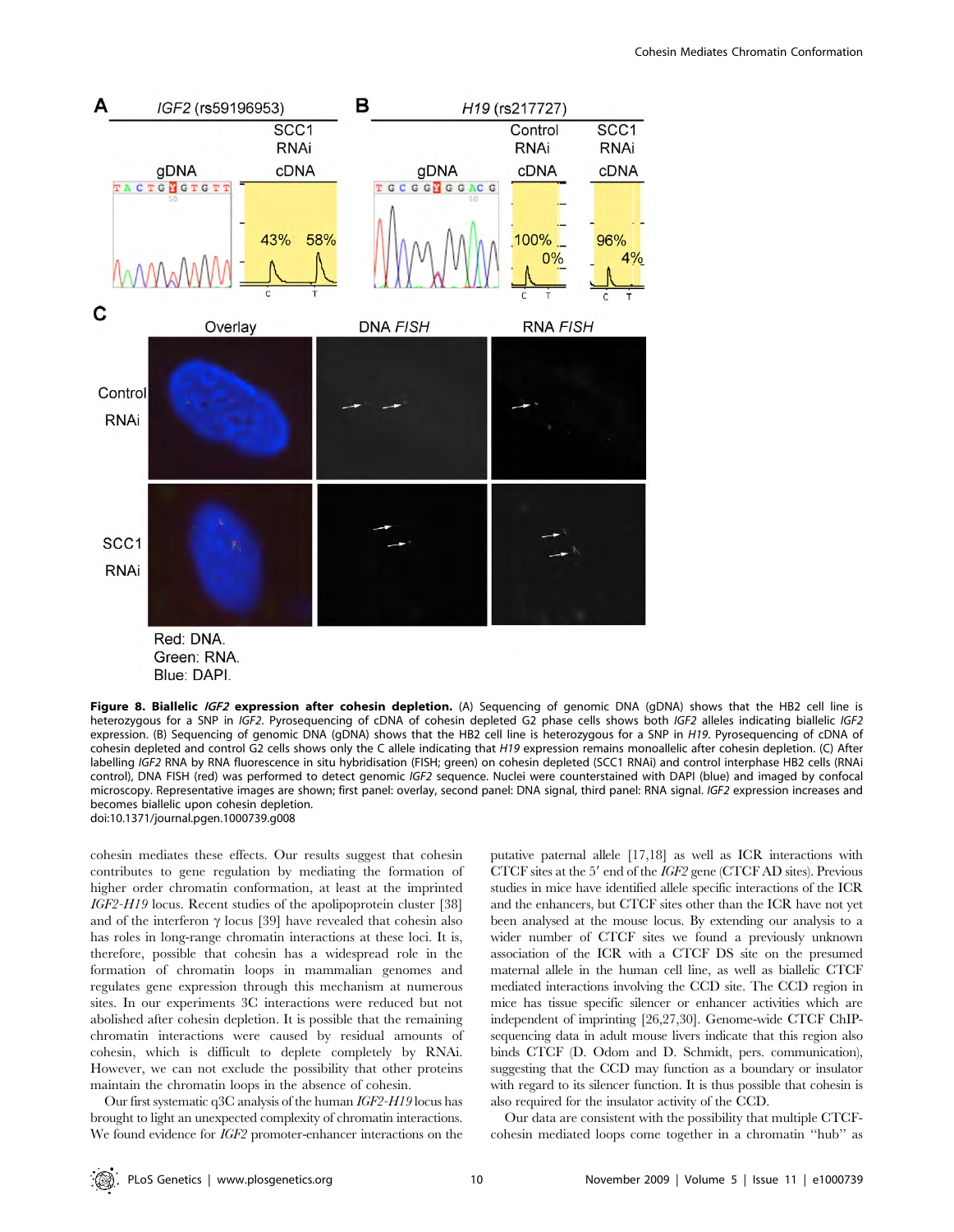**Figure 8. Biallelic *IGF2* expression after cohesin depletion.** (A) Sequencing of genomic DNA (gDNA) shows that the HB2 cell line is heterozygous for a SNP in *IGF2*. Pyrosequencing of cDNA of cohesin depleted G2 phase cells shows both *IGF2* alleles indicating biallelic *IGF2* expression. (B) Sequencing of genomic DNA (gDNA) shows that the HB2 cell line is heterozygous for a SNP in *H19*. Pyrosequencing of cDNA of cohesin depleted and control G2 cells shows only the C allele indicating that *H19* expression remains monoallelic after cohesin depletion. (C) After labelling *IGF2* RNA by RNA fluorescence in situ hybridisation (FISH; green) on cohesin depleted (SCC1 RNAi) and control interphase HB2 cells (RNAi control), DNA FISH (red) was performed to detect genomic *IGF2* sequence. Nuclei were counterstained with DAPI (blue) and imaged by confocal microscopy. Representative images are shown; first panel: overlay, second panel: DNA signal, third panel: RNA signal. *IGF2* expression increases and becomes biallelic upon cohesin depletion.
doi:10.1371/journal.pgen.1000739.g008

cohesin mediates these effects. Our results suggest that cohesin contributes to gene regulation by mediating the formation of higher order chromatin conformation, at least at the imprinted *IGF2-H19* locus. Recent studies of the apolipoprotein cluster [38] and of the interferon γ locus [39] have revealed that cohesin also has roles in long-range chromatin interactions at these loci. It is, therefore, possible that cohesin has a widespread role in the formation of chromatin loops in mammalian genomes and regulates gene expression through this mechanism at numerous sites. In our experiments 3C interactions were reduced but not abolished after cohesin depletion. It is possible that the remaining chromatin interactions were caused by residual amounts of cohesin, which is difficult to deplete completely by RNAi. However, we can not exclude the possibility that other proteins maintain the chromatin loops in the absence of cohesin.

Our first systematic q3C analysis of the human *IGF2-H19* locus has brought to light an unexpected complexity of chromatin interactions. We found evidence for *IGF2* promoter-enhancer interactions on the putative paternal allele [17,18] as well as ICR interactions with CTCF sites at the 5′ end of the *IGF2* gene (CTCF AD sites). Previous studies in mice have identified allele specific interactions of the ICR and the enhancers, but CTCF sites other than the ICR have not yet been analysed at the mouse locus. By extending our analysis to a wider number of CTCF sites we found a previously unknown association of the ICR with a CTCF DS site on the presumed maternal allele in the human cell line, as well as biallelic CTCF mediated interactions involving the CCD site. The CCD region in mice has tissue specific silencer or enhancer activities which are independent of imprinting [26,27,30]. Genome-wide CTCF ChIP-sequencing data in adult mouse livers indicate that this region also binds CTCF (D. Odom and D. Schmidt, pers. communication), suggesting that the CCD may function as a boundary or insulator with regard to its silencer function. It is thus possible that cohesin is also required for the insulator activity of the CCD.

Our data are consistent with the possibility that multiple CTCF-cohesin mediated loops come together in a chromatin "hub" as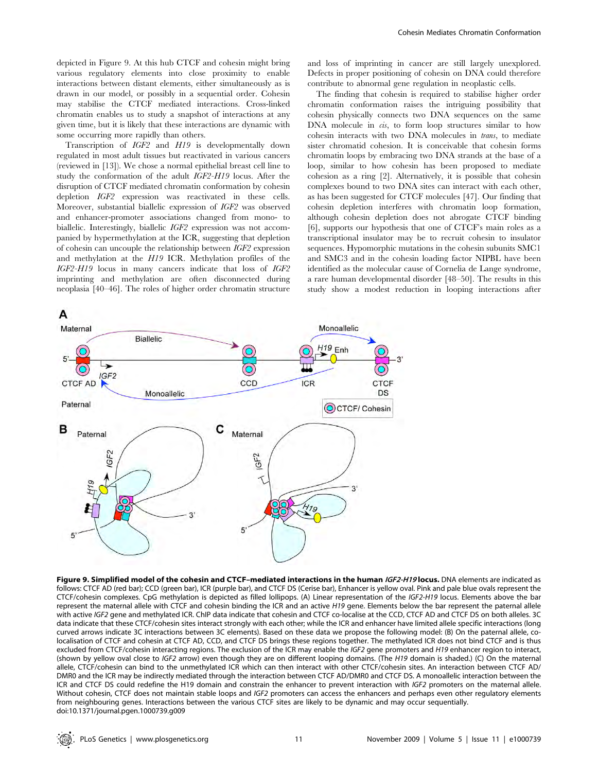depicted in Figure 9. At this hub CTCF and cohesin might bring various regulatory elements into close proximity to enable interactions between distant elements, either simultaneously as is drawn in our model, or possibly in a sequential order. Cohesin may stabilise the CTCF mediated interactions. Cross-linked chromatin enables us to study a snapshot of interactions at any given time, but it is likely that these interactions are dynamic with some occurring more rapidly than others.

Transcription of *IGF2* and *H19* is developmentally down regulated in most adult tissues but reactivated in various cancers (reviewed in [13]). We chose a normal epithelial breast cell line to study the conformation of the adult *IGF2-H19* locus. After the disruption of CTCF mediated chromatin conformation by cohesin depletion *IGF2* expression was reactivated in these cells. Moreover, substantial biallelic expression of *IGF2* was observed and enhancer-promoter associations changed from mono- to biallelic. Interestingly, biallelic *IGF2* expression was not accompanied by hypermethylation at the ICR, suggesting that depletion of cohesin can uncouple the relationship between *IGF2* expression and methylation at the *H19* ICR. Methylation profiles of the *IGF2-H19* locus in many cancers indicate that loss of *IGF2* imprinting and methylation are often disconnected during neoplasia [40–46]. The roles of higher order chromatin structure and loss of imprinting in cancer are still largely unexplored. Defects in proper positioning of cohesin on DNA could therefore contribute to abnormal gene regulation in neoplastic cells.

The finding that cohesin is required to stabilise higher order chromatin conformation raises the intriguing possibility that cohesin physically connects two DNA sequences on the same DNA molecule in *cis*, to form loop structures similar to how cohesin interacts with two DNA molecules in *trans*, to mediate sister chromatid cohesion. It is conceivable that cohesin forms chromatin loops by embracing two DNA strands at the base of a loop, similar to how cohesin has been proposed to mediate cohesion as a ring [2]. Alternatively, it is possible that cohesin complexes bound to two DNA sites can interact with each other, as has been suggested for CTCF molecules [47]. Our finding that cohesin depletion interferes with chromatin loop formation, although cohesin depletion does not abrogate CTCF binding [6], supports our hypothesis that one of CTCF's main roles as a transcriptional insulator may be to recruit cohesin to insulator sequences. Hypomorphic mutations in the cohesin subunits SMC1 and SMC3 and in the cohesin loading factor NIPBL have been identified as the molecular cause of Cornelia de Lange syndrome, a rare human developmental disorder [48–50]. The results in this study show a modest reduction in looping interactions after

**Figure 9. Simplified model of the cohesin and CTCF–mediated interactions in the human *IGF2-H19* locus.** DNA elements are indicated as follows: CTCF AD (red bar); CCD (green bar), ICR (purple bar), and CTCF DS (Cerise bar), Enhancer is yellow oval. Pink and pale blue ovals represent the CTCF/cohesin complexes. CpG methylation is depicted as filled lollipops. (A) Linear representation of the *IGF2-H19* locus. Elements above the bar represent the maternal allele with CTCF and cohesin binding the ICR and an active *H19* gene. Elements below the bar represent the paternal allele with active *IGF2* gene and methylated ICR. ChIP data indicate that cohesin and CTCF co-localise at the CCD, CTCF AD and CTCF DS on both alleles. 3C data indicate that these CTCF/cohesin sites interact strongly with each other; while the ICR and enhancer have limited allele specific interactions (long curved arrows indicate 3C interactions between 3C elements). Based on these data we propose the following model: (B) On the paternal allele, co-localisation of CTCF and cohesin at CTCF AD, CCD, and CTCF DS brings these regions together. The methylated ICR does not bind CTCF and is thus excluded from CTCF/cohesin interacting regions. The exclusion of the ICR may enable the *IGF2* gene promoters and *H19* enhancer region to interact, (shown by yellow oval close to *IGF2* arrow) even though they are on different looping domains. (The *H19* domain is shaded.) (C) On the maternal allele, CTCF/cohesin can bind to the unmethylated ICR which can then interact with other CTCF/cohesin sites. An interaction between CTCF AD/DMR0 and the ICR may be indirectly mediated through the interaction between CTCF AD/DMR0 and CTCF DS. A monoallelic interaction between the ICR and CTCF DS could redefine the H19 domain and constrain the enhancer to prevent interaction with *IGF2* promoters on the maternal allele. Without cohesin, CTCF does not maintain stable loops and *IGF2* promoters can access the enhancers and perhaps even other regulatory elements from neighbouring genes. Interactions between the various CTCF sites are likely to be dynamic and may occur sequentially.
doi:10.1371/journal.pgen.1000739.g009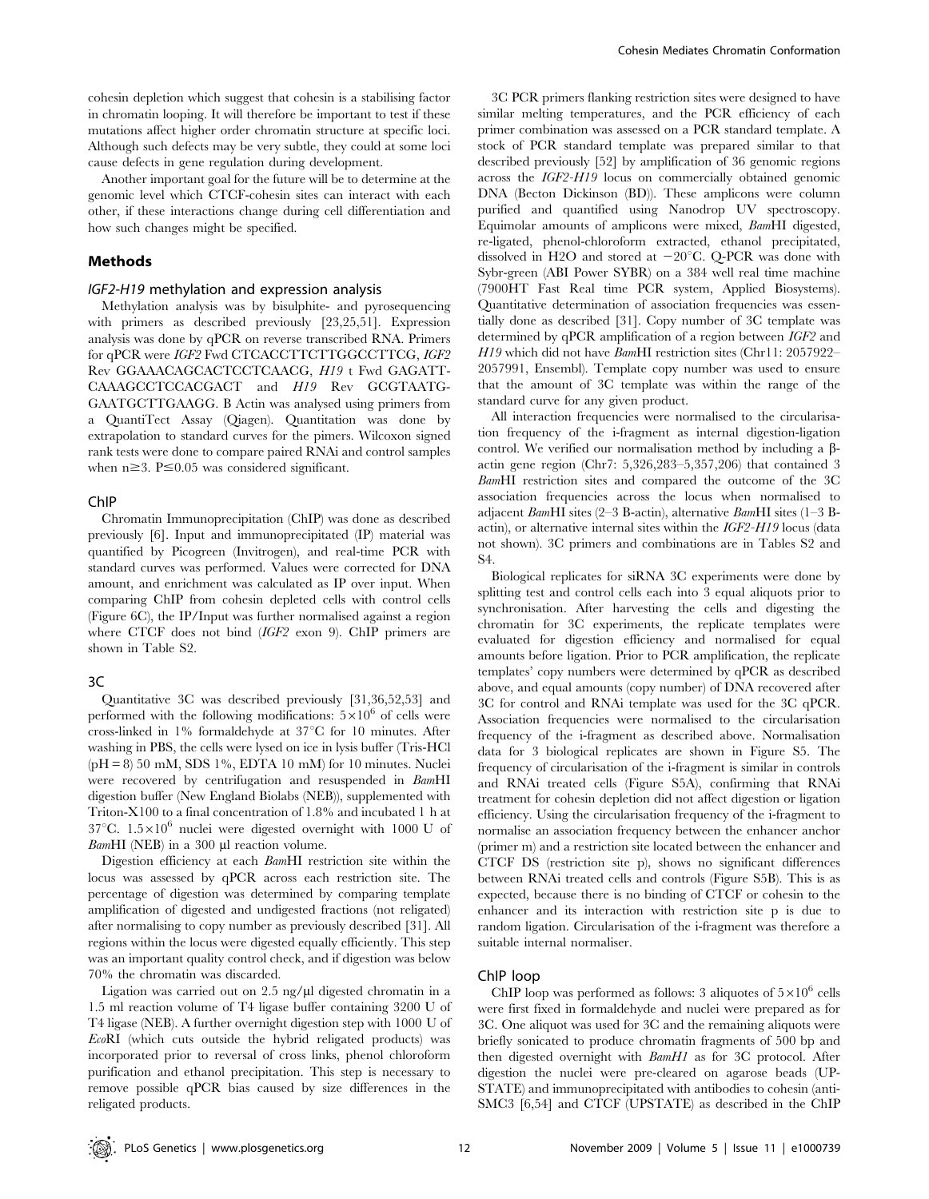cohesin depletion which suggest that cohesin is a stabilising factor in chromatin looping. It will therefore be important to test if these mutations affect higher order chromatin structure at specific loci. Although such defects may be very subtle, they could at some loci cause defects in gene regulation during development.

Another important goal for the future will be to determine at the genomic level which CTCF-cohesin sites can interact with each other, if these interactions change during cell differentiation and how such changes might be specified.

## Methods

### *IGF2-H19* methylation and expression analysis

Methylation analysis was by bisulphite- and pyrosequencing with primers as described previously [23,25,51]. Expression analysis was done by qPCR on reverse transcribed RNA. Primers for qPCR were *IGF2* Fwd CTCACCTTCTTGGCCTTCG, *IGF2* Rev GGAAACAGCACTCCTCAACG, *H19* t Fwd GAGATT-CAAAGCCTCCACGACT and *H19* Rev GCGTAATG-GAATGCTTGAAGG. B Actin was analysed using primers from a QuantiTect Assay (Qiagen). Quantitation was done by extrapolation to standard curves for the pimers. Wilcoxon signed rank tests were done to compare paired RNAi and control samples when $n \geq 3$. $P \leq 0.05$ was considered significant.

### ChIP

Chromatin Immunoprecipitation (ChIP) was done as described previously [6]. Input and immunoprecipitated (IP) material was quantified by Picogreen (Invitrogen), and real-time PCR with standard curves was performed. Values were corrected for DNA amount, and enrichment was calculated as IP over input. When comparing ChIP from cohesin depleted cells with control cells (Figure 6C), the IP/Input was further normalised against a region where CTCF does not bind (*IGF2* exon 9). ChIP primers are shown in Table S2.

### 3C

Quantitative 3C was described previously [31,36,52,53] and performed with the following modifications: $5 \times 10^6$ of cells were cross-linked in 1% formaldehyde at 37°C for 10 minutes. After washing in PBS, the cells were lysed on ice in lysis buffer (Tris-HCl (pH = 8) 50 mM, SDS 1%, EDTA 10 mM) for 10 minutes. Nuclei were recovered by centrifugation and resuspended in *Bam*HI digestion buffer (New England Biolabs (NEB)), supplemented with Triton-X100 to a final concentration of 1.8% and incubated 1 h at 37°C. $1.5 \times 10^6$ nuclei were digested overnight with 1000 U of *Bam*HI (NEB) in a 300 µl reaction volume.

Digestion efficiency at each *Bam*HI restriction site within the locus was assessed by qPCR across each restriction site. The percentage of digestion was determined by comparing template amplification of digested and undigested fractions (not religated) after normalising to copy number as previously described [31]. All regions within the locus were digested equally efficiently. This step was an important quality control check, and if digestion was below 70% the chromatin was discarded.

Ligation was carried out on 2.5 ng/µl digested chromatin in a 1.5 ml reaction volume of T4 ligase buffer containing 3200 U of T4 ligase (NEB). A further overnight digestion step with 1000 U of *Eco*RI (which cuts outside the hybrid religated products) was incorporated prior to reversal of cross links, phenol chloroform purification and ethanol precipitation. This step is necessary to remove possible qPCR bias caused by size differences in the religated products.

3C PCR primers flanking restriction sites were designed to have similar melting temperatures, and the PCR efficiency of each primer combination was assessed on a PCR standard template. A stock of PCR standard template was prepared similar to that described previously [52] by amplification of 36 genomic regions across the *IGF2-H19* locus on commercially obtained genomic DNA (Becton Dickinson (BD)). These amplicons were column purified and quantified using Nanodrop UV spectroscopy. Equimolar amounts of amplicons were mixed, *Bam*HI digested, re-ligated, phenol-chloroform extracted, ethanol precipitated, dissolved in H2O and stored at −20°C. Q-PCR was done with Sybr-green (ABI Power SYBR) on a 384 well real time machine (7900HT Fast Real time PCR system, Applied Biosystems). Quantitative determination of association frequencies was essentially done as described [31]. Copy number of 3C template was determined by qPCR amplification of a region between *IGF2* and *H19* which did not have *Bam*HI restriction sites (Chr11: 2057922–2057991, Ensembl). Template copy number was used to ensure that the amount of 3C template was within the range of the standard curve for any given product.

All interaction frequencies were normalised to the circularisation frequency of the i-fragment as internal digestion-ligation control. We verified our normalisation method by including a β-actin gene region (Chr7: 5,326,283–5,357,206) that contained 3 *Bam*HI restriction sites and compared the outcome of the 3C association frequencies across the locus when normalised to adjacent *Bam*HI sites (2–3 B-actin), alternative *Bam*HI sites (1–3 B-actin), or alternative internal sites within the *IGF2-H19* locus (data not shown). 3C primers and combinations are in Tables S2 and S4.

Biological replicates for siRNA 3C experiments were done by splitting test and control cells each into 3 equal aliquots prior to synchronisation. After harvesting the cells and digesting the chromatin for 3C experiments, the replicate templates were evaluated for digestion efficiency and normalised for equal amounts before ligation. Prior to PCR amplification, the replicate templates' copy numbers were determined by qPCR as described above, and equal amounts (copy number) of DNA recovered after 3C for control and RNAi template was used for the 3C qPCR. Association frequencies were normalised to the circularisation frequency of the i-fragment as described above. Normalisation data for 3 biological replicates are shown in Figure S5. The frequency of circularisation of the i-fragment is similar in controls and RNAi treated cells (Figure S5A), confirming that RNAi treatment for cohesin depletion did not affect digestion or ligation efficiency. Using the circularisation frequency of the i-fragment to normalise an association frequency between the enhancer anchor (primer m) and a restriction site located between the enhancer and CTCF DS (restriction site p), shows no significant differences between RNAi treated cells and controls (Figure S5B). This is as expected, because there is no binding of CTCF or cohesin to the enhancer and its interaction with restriction site p is due to random ligation. Circularisation of the i-fragment was therefore a suitable internal normaliser.

### ChIP loop

ChIP loop was performed as follows: 3 aliquotes of $5 \times 10^6$ cells were first fixed in formaldehyde and nuclei were prepared as for 3C. One aliquot was used for 3C and the remaining aliquots were briefly sonicated to produce chromatin fragments of 500 bp and then digested overnight with *BamH1* as for 3C protocol. After digestion the nuclei were pre-cleared on agarose beads (UP-STATE) and immunoprecipitated with antibodies to cohesin (anti-SMC3 [6,54] and CTCF (UPSTATE) as described in the ChIP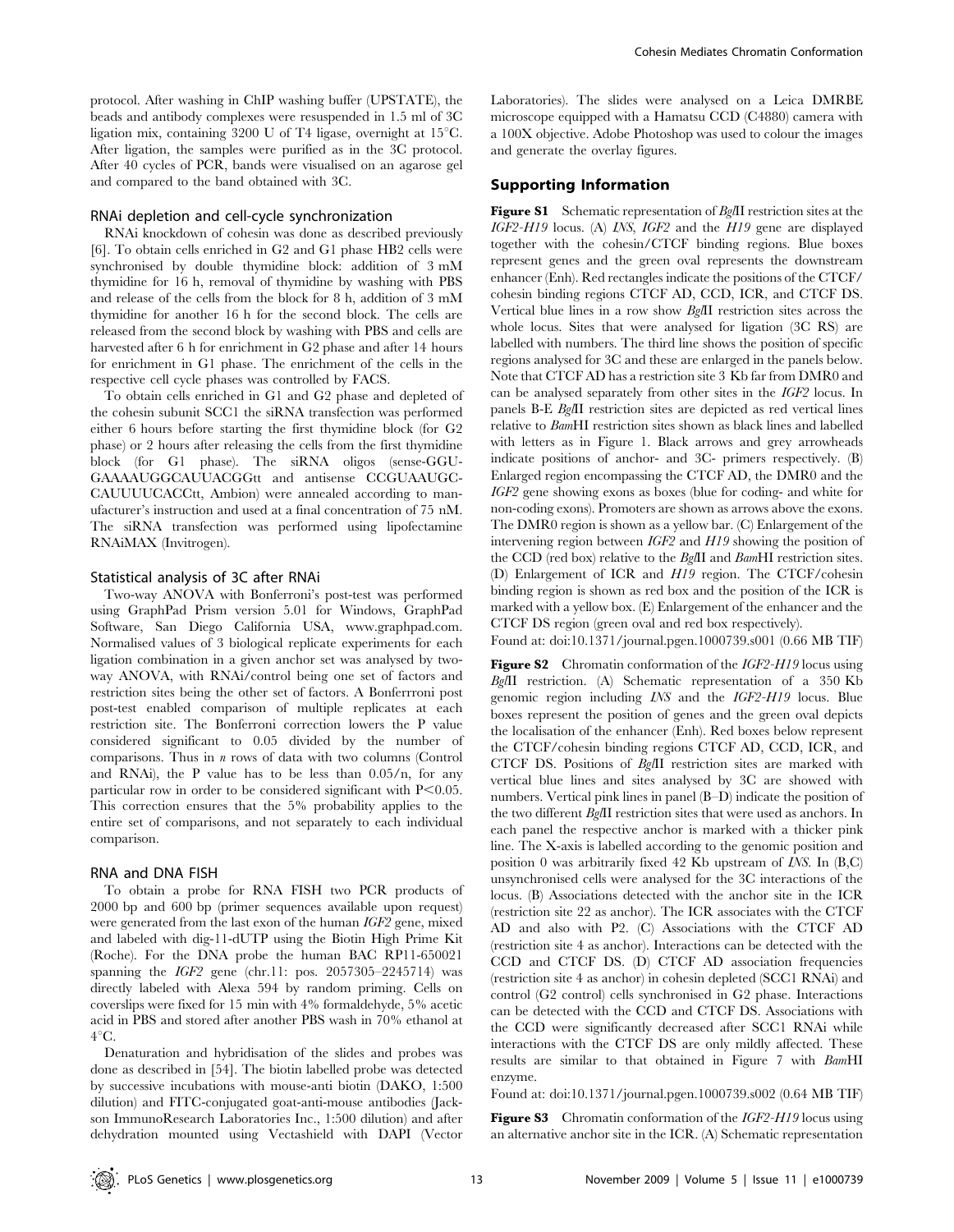protocol. After washing in ChIP washing buffer (UPSTATE), the beads and antibody complexes were resuspended in 1.5 ml of 3C ligation mix, containing 3200 U of T4 ligase, overnight at 15°C. After ligation, the samples were purified as in the 3C protocol. After 40 cycles of PCR, bands were visualised on an agarose gel and compared to the band obtained with 3C.

### RNAi depletion and cell-cycle synchronization

RNAi knockdown of cohesin was done as described previously [6]. To obtain cells enriched in G2 and G1 phase HB2 cells were synchronised by double thymidine block: addition of 3 mM thymidine for 16 h, removal of thymidine by washing with PBS and release of the cells from the block for 8 h, addition of 3 mM thymidine for another 16 h for the second block. The cells are released from the second block by washing with PBS and cells are harvested after 6 h for enrichment in G2 phase and after 14 hours for enrichment in G1 phase. The enrichment of the cells in the respective cell cycle phases was controlled by FACS.

To obtain cells enriched in G1 and G2 phase and depleted of the cohesin subunit SCC1 the siRNA transfection was performed either 6 hours before starting the first thymidine block (for G2 phase) or 2 hours after releasing the cells from the first thymidine block (for G1 phase). The siRNA oligos (sense-GGU-GAAAAUGGCAUUACGGtt and antisense CCGUAAUGC-CAUUUUCACCtt, Ambion) were annealed according to manufacturer's instruction and used at a final concentration of 75 nM. The siRNA transfection was performed using lipofectamine RNAiMAX (Invitrogen).

### Statistical analysis of 3C after RNAi

Two-way ANOVA with Bonferroni's post-test was performed using GraphPad Prism version 5.01 for Windows, GraphPad Software, San Diego California USA, www.graphpad.com. Normalised values of 3 biological replicate experiments for each ligation combination in a given anchor set was analysed by two-way ANOVA, with RNAi/control being one set of factors and restriction sites being the other set of factors. A Bonferrroni post post-test enabled comparison of multiple replicates at each restriction site. The Bonferroni correction lowers the P value considered significant to 0.05 divided by the number of comparisons. Thus in *n* rows of data with two columns (Control and RNAi), the P value has to be less than $0.05/n$, for any particular row in order to be considered significant with $P<0.05$. This correction ensures that the 5% probability applies to the entire set of comparisons, and not separately to each individual comparison.

### RNA and DNA FISH

To obtain a probe for RNA FISH two PCR products of 2000 bp and 600 bp (primer sequences available upon request) were generated from the last exon of the human *IGF2* gene, mixed and labeled with dig-11-dUTP using the Biotin High Prime Kit (Roche). For the DNA probe the human BAC RP11-650021 spanning the *IGF2* gene (chr.11: pos. 2057305–2245714) was directly labeled with Alexa 594 by random priming. Cells on coverslips were fixed for 15 min with 4% formaldehyde, 5% acetic acid in PBS and stored after another PBS wash in 70% ethanol at 4°C.

Denaturation and hybridisation of the slides and probes was done as described in [54]. The biotin labelled probe was detected by successive incubations with mouse-anti biotin (DAKO, 1:500 dilution) and FITC-conjugated goat-anti-mouse antibodies (Jackson ImmunoResearch Laboratories Inc., 1:500 dilution) and after dehydration mounted using Vectashield with DAPI (Vector Laboratories). The slides were analysed on a Leica DMRBE microscope equipped with a Hamatsu CCD (C4880) camera with a 100X objective. Adobe Photoshop was used to colour the images and generate the overlay figures.

## Supporting Information

**Figure S1** Schematic representation of *Bgl*II restriction sites at the *IGF2-H19* locus. (A) *INS*, *IGF2* and the *H19* gene are displayed together with the cohesin/CTCF binding regions. Blue boxes represent genes and the green oval represents the downstream enhancer (Enh). Red rectangles indicate the positions of the CTCF/cohesin binding regions CTCF AD, CCD, ICR, and CTCF DS. Vertical blue lines in a row show *Bgl*II restriction sites across the whole locus. Sites that were analysed for ligation (3C RS) are labelled with numbers. The third line shows the position of specific regions analysed for 3C and these are enlarged in the panels below. Note that CTCF AD has a restriction site 3 Kb far from DMR0 and can be analysed separately from other sites in the *IGF2* locus. In panels B-E *Bgl*II restriction sites are depicted as red vertical lines relative to *Bam*HI restriction sites shown as black lines and labelled with letters as in Figure 1. Black arrows and grey arrowheads indicate positions of anchor- and 3C- primers respectively. (B) Enlarged region encompassing the CTCF AD, the DMR0 and the *IGF2* gene showing exons as boxes (blue for coding- and white for non-coding exons). Promoters are shown as arrows above the exons. The DMR0 region is shown as a yellow bar. (C) Enlargement of the intervening region between *IGF2* and *H19* showing the position of the CCD (red box) relative to the *Bgl*II and *Bam*HI restriction sites. (D) Enlargement of ICR and *H19* region. The CTCF/cohesin binding region is shown as red box and the position of the ICR is marked with a yellow box. (E) Enlargement of the enhancer and the CTCF DS region (green oval and red box respectively).

Found at: doi:10.1371/journal.pgen.1000739.s001 (0.66 MB TIF)

**Figure S2** Chromatin conformation of the *IGF2-H19* locus using *Bgl*II restriction. (A) Schematic representation of a 350 Kb genomic region including *INS* and the *IGF2-H19* locus. Blue boxes represent the position of genes and the green oval depicts the localisation of the enhancer (Enh). Red boxes below represent the CTCF/cohesin binding regions CTCF AD, CCD, ICR, and CTCF DS. Positions of *Bgl*II restriction sites are marked with vertical blue lines and sites analysed by 3C are showed with numbers. Vertical pink lines in panel (B–D) indicate the position of the two different *Bgl*II restriction sites that were used as anchors. In each panel the respective anchor is marked with a thicker pink line. The X-axis is labelled according to the genomic position and position 0 was arbitrarily fixed 42 Kb upstream of *INS*. In (B,C) unsynchronised cells were analysed for the 3C interactions of the locus. (B) Associations detected with the anchor site in the ICR (restriction site 22 as anchor). The ICR associates with the CTCF AD and also with P2. (C) Associations with the CTCF AD (restriction site 4 as anchor). Interactions can be detected with the CCD and CTCF DS. (D) CTCF AD association frequencies (restriction site 4 as anchor) in cohesin depleted (SCC1 RNAi) and control (G2 control) cells synchronised in G2 phase. Interactions can be detected with the CCD and CTCF DS. Associations with the CCD were significantly decreased after SCC1 RNAi while interactions with the CTCF DS are only mildly affected. These results are similar to that obtained in Figure 7 with *Bam*HI enzyme.

Found at: doi:10.1371/journal.pgen.1000739.s002 (0.64 MB TIF)

**Figure S3** Chromatin conformation of the *IGF2-H19* locus using an alternative anchor site in the ICR. (A) Schematic representation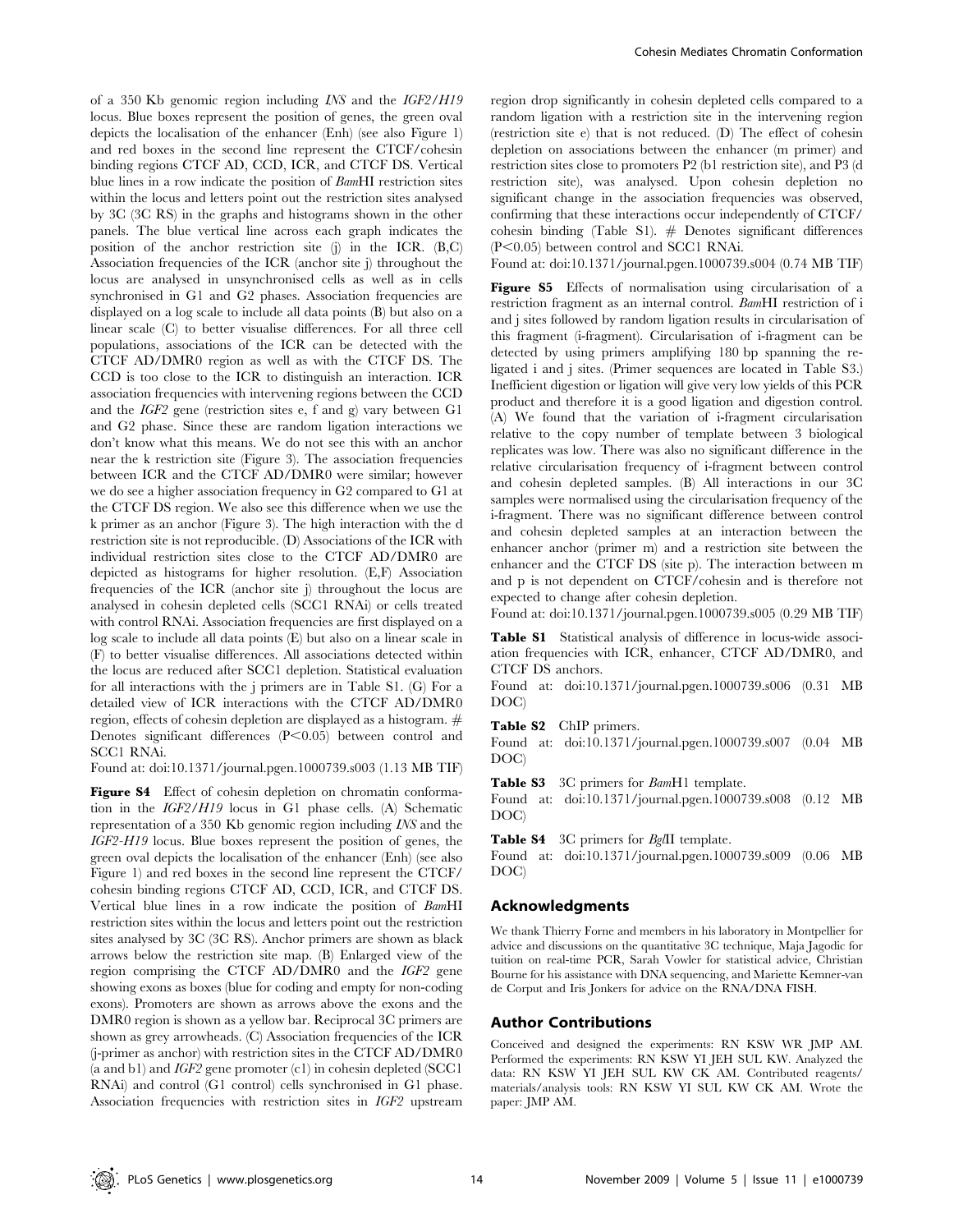of a 350 Kb genomic region including *INS* and the *IGF2/H19* locus. Blue boxes represent the position of genes, the green oval depicts the localisation of the enhancer (Enh) (see also Figure 1) and red boxes in the second line represent the CTCF/cohesin binding regions CTCF AD, CCD, ICR, and CTCF DS. Vertical blue lines in a row indicate the position of *Bam*HI restriction sites within the locus and letters point out the restriction sites analysed by 3C (3C RS) in the graphs and histograms shown in the other panels. The blue vertical line across each graph indicates the position of the anchor restriction site (j) in the ICR. (B,C) Association frequencies of the ICR (anchor site j) throughout the locus are analysed in unsynchronised cells as well as in cells synchronised in G1 and G2 phases. Association frequencies are displayed on a log scale to include all data points (B) but also on a linear scale (C) to better visualise differences. For all three cell populations, associations of the ICR can be detected with the CTCF AD/DMR0 region as well as with the CTCF DS. The CCD is too close to the ICR to distinguish an interaction. ICR association frequencies with intervening regions between the CCD and the *IGF2* gene (restriction sites e, f and g) vary between G1 and G2 phase. Since these are random ligation interactions we don't know what this means. We do not see this with an anchor near the k restriction site (Figure 3). The association frequencies between ICR and the CTCF AD/DMR0 were similar; however we do see a higher association frequency in G2 compared to G1 at the CTCF DS region. We also see this difference when we use the k primer as an anchor (Figure 3). The high interaction with the d restriction site is not reproducible. (D) Associations of the ICR with individual restriction sites close to the CTCF AD/DMR0 are depicted as histograms for higher resolution. (E,F) Association frequencies of the ICR (anchor site j) throughout the locus are analysed in cohesin depleted cells (SCC1 RNAi) or cells treated with control RNAi. Association frequencies are first displayed on a log scale to include all data points (E) but also on a linear scale in (F) to better visualise differences. All associations detected within the locus are reduced after SCC1 depletion. Statistical evaluation for all interactions with the j primers are in Table S1. (G) For a detailed view of ICR interactions with the CTCF AD/DMR0 region, effects of cohesin depletion are displayed as a histogram. # Denotes significant differences ($P<0.05$) between control and SCC1 RNAi.

Found at: doi:10.1371/journal.pgen.1000739.s003 (1.13 MB TIF)

**Figure S4** Effect of cohesin depletion on chromatin conformation in the *IGF2/H19* locus in G1 phase cells. (A) Schematic representation of a 350 Kb genomic region including *INS* and the *IGF2-H19* locus. Blue boxes represent the position of genes, the green oval depicts the localisation of the enhancer (Enh) (see also Figure 1) and red boxes in the second line represent the CTCF/cohesin binding regions CTCF AD, CCD, ICR, and CTCF DS. Vertical blue lines in a row indicate the position of *Bam*HI restriction sites within the locus and letters point out the restriction sites analysed by 3C (3C RS). Anchor primers are shown as black arrows below the restriction site map. (B) Enlarged view of the region comprising the CTCF AD/DMR0 and the *IGF2* gene showing exons as boxes (blue for coding and empty for non-coding exons). Promoters are shown as arrows above the exons and the DMR0 region is shown as a yellow bar. Reciprocal 3C primers are shown as grey arrowheads. (C) Association frequencies of the ICR (j-primer as anchor) with restriction sites in the CTCF AD/DMR0 (a and b1) and *IGF2* gene promoter (c1) in cohesin depleted (SCC1 RNAi) and control (G1 control) cells synchronised in G1 phase. Association frequencies with restriction sites in *IGF2* upstream region drop significantly in cohesin depleted cells compared to a random ligation with a restriction site in the intervening region (restriction site e) that is not reduced. (D) The effect of cohesin depletion on associations between the enhancer (m primer) and restriction sites close to promoters P2 (b1 restriction site), and P3 (d restriction site), was analysed. Upon cohesin depletion no significant change in the association frequencies was observed, confirming that these interactions occur independently of CTCF/cohesin binding (Table S1). # Denotes significant differences ($P<0.05$) between control and SCC1 RNAi.

Found at: doi:10.1371/journal.pgen.1000739.s004 (0.74 MB TIF)

**Figure S5** Effects of normalisation using circularisation of a restriction fragment as an internal control. *Bam*HI restriction of i and j sites followed by random ligation results in circularisation of this fragment (i-fragment). Circularisation of i-fragment can be detected by using primers amplifying 180 bp spanning the re-ligated i and j sites. (Primer sequences are located in Table S3.) Inefficient digestion or ligation will give very low yields of this PCR product and therefore it is a good ligation and digestion control. (A) We found that the variation of i-fragment circularisation relative to the copy number of template between 3 biological replicates was low. There was also no significant difference in the relative circularisation frequency of i-fragment between control and cohesin depleted samples. (B) All interactions in our 3C samples were normalised using the circularisation frequency of the i-fragment. There was no significant difference between control and cohesin depleted samples at an interaction between the enhancer anchor (primer m) and a restriction site between the enhancer and the CTCF DS (site p). The interaction between m and p is not dependent on CTCF/cohesin and is therefore not expected to change after cohesin depletion.

Found at: doi:10.1371/journal.pgen.1000739.s005 (0.29 MB TIF)

**Table S1** Statistical analysis of difference in locus-wide association frequencies with ICR, enhancer, CTCF AD/DMR0, and CTCF DS anchors.

Found at: doi:10.1371/journal.pgen.1000739.s006 (0.31 MB DOC)

**Table S2** ChIP primers.

Found at: doi:10.1371/journal.pgen.1000739.s007 (0.04 MB DOC)

**Table S3** 3C primers for *Bam*H1 template.

Found at: doi:10.1371/journal.pgen.1000739.s008 (0.12 MB DOC)

**Table S4** 3C primers for *Bgl*II template.

Found at: doi:10.1371/journal.pgen.1000739.s009 (0.06 MB DOC)

## Acknowledgments

We thank Thierry Forne and members in his laboratory in Montpellier for advice and discussions on the quantitative 3C technique, Maja Jagodic for tuition on real-time PCR, Sarah Vowler for statistical advice, Christian Bourne for his assistance with DNA sequencing, and Mariette Kemner-van de Corput and Iris Jonkers for advice on the RNA/DNA FISH.

## Author Contributions

Conceived and designed the experiments: RN KSW WR JMP AM. Performed the experiments: RN KSW YI JEH SUL KW. Analyzed the data: RN KSW YI JEH SUL KW CK AM. Contributed reagents/materials/analysis tools: RN KSW YI SUL KW CK AM. Wrote the paper: JMP AM.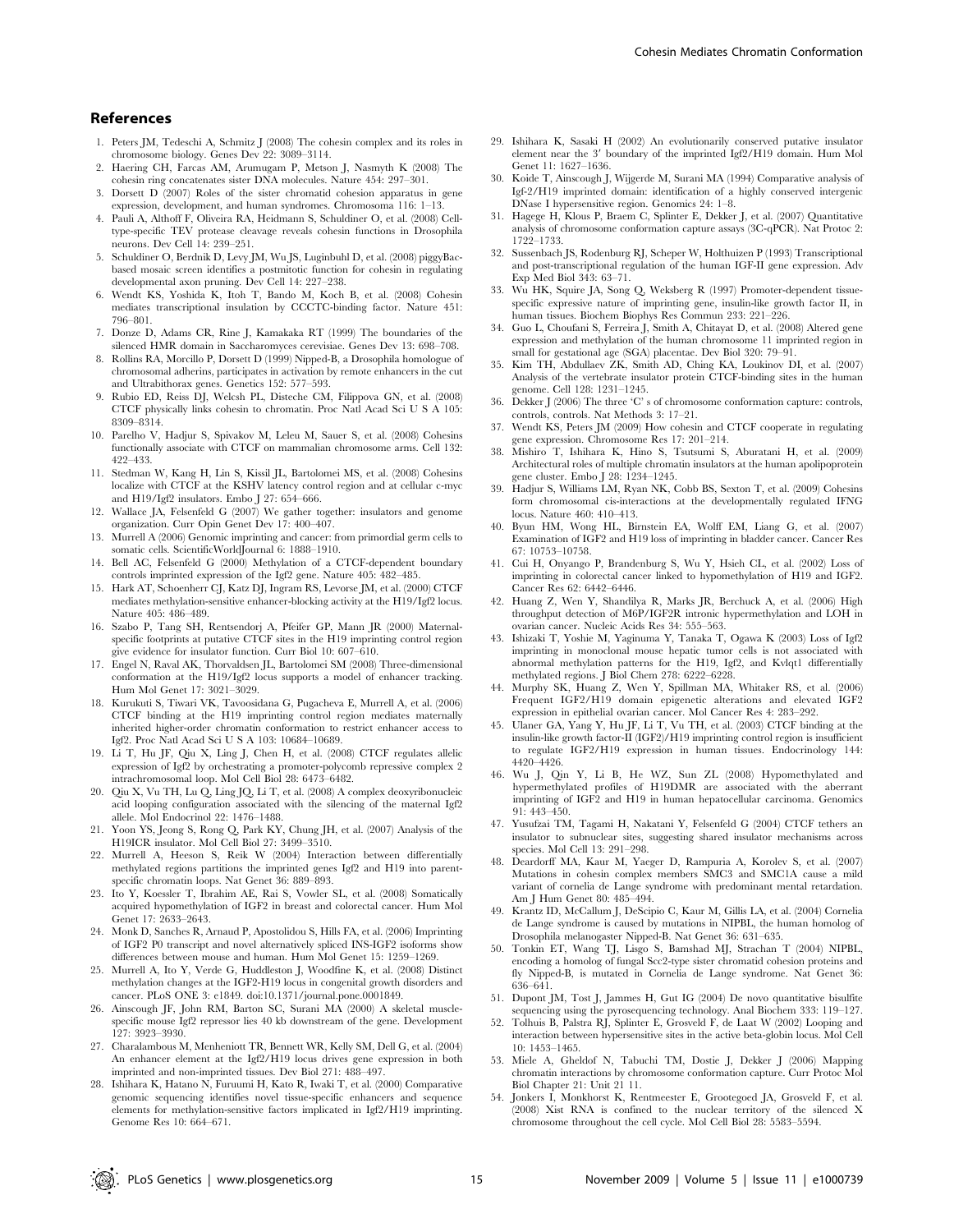## References

1. Peters JM, Tedeschi A, Schmitz J (2008) The cohesin complex and its roles in chromosome biology. Genes Dev 22: 3089–3114.
2. Haering CH, Farcas AM, Arumugam P, Metson J, Nasmyth K (2008) The cohesin ring concatenates sister DNA molecules. Nature 454: 297–301.
3. Dorsett D (2007) Roles of the sister chromatid cohesion apparatus in gene expression, development, and human syndromes. Chromosoma 116: 1–13.
4. Pauli A, Althoff F, Oliveira RA, Heidmann S, Schuldiner O, et al. (2008) Cell-type-specific TEV protease cleavage reveals cohesin functions in Drosophila neurons. Dev Cell 14: 239–251.
5. Schuldiner O, Berdnik D, Levy JM, Wu JS, Luginbuhl D, et al. (2008) piggyBac-based mosaic screen identifies a postmitotic function for cohesin in regulating developmental axon pruning. Dev Cell 14: 227–238.
6. Wendt KS, Yoshida K, Itoh T, Bando M, Koch B, et al. (2008) Cohesin mediates transcriptional insulation by CCCTC-binding factor. Nature 451: 796–801.
7. Donze D, Adams CR, Rine J, Kamakaka RT (1999) The boundaries of the silenced HMR domain in Saccharomyces cerevisiae. Genes Dev 13: 698–708.
8. Rollins RA, Morcillo P, Dorsett D (1999) Nipped-B, a Drosophila homologue of chromosomal adherins, participates in activation by remote enhancers in the cut and Ultrabithorax genes. Genetics 152: 577–593.
9. Rubio ED, Reiss DJ, Welcsh PL, Disteche CM, Filippova GN, et al. (2008) CTCF physically links cohesin to chromatin. Proc Natl Acad Sci U S A 105: 8309–8314.
10. Parelho V, Hadjur S, Spivakov M, Leleu M, Sauer S, et al. (2008) Cohesins functionally associate with CTCF on mammalian chromosome arms. Cell 132: 422–433.
11. Stedman W, Kang H, Lin S, Kissil JL, Bartolomei MS, et al. (2008) Cohesins localize with CTCF at the KSHV latency control region and at cellular c-myc and H19/Igf2 insulators. Embo J 27: 654–666.
12. Wallace JA, Felsenfeld G (2007) We gather together: insulators and genome organization. Curr Opin Genet Dev 17: 400–407.
13. Murrell A (2006) Genomic imprinting and cancer: from primordial germ cells to somatic cells. ScientificWorldJournal 6: 1888–1910.
14. Bell AC, Felsenfeld G (2000) Methylation of a CTCF-dependent boundary controls imprinted expression of the Igf2 gene. Nature 405: 482–485.
15. Hark AT, Schoenherr CJ, Katz DJ, Ingram RS, Levorse JM, et al. (2000) CTCF mediates methylation-sensitive enhancer-blocking activity at the H19/Igf2 locus. Nature 405: 486–489.
16. Szabo P, Tang SH, Rentsendorj A, Pfeifer GP, Mann JR (2000) Maternal-specific footprints at putative CTCF sites in the H19 imprinting control region give evidence for insulator function. Curr Biol 10: 607–610.
17. Engel N, Raval AK, Thorvaldsen JL, Bartolomei SM (2008) Three-dimensional conformation at the H19/Igf2 locus supports a model of enhancer tracking. Hum Mol Genet 17: 3021–3029.
18. Kurukuti S, Tiwari VK, Tavoosidana G, Pugacheva E, Murrell A, et al. (2006) CTCF binding at the H19 imprinting control region mediates maternally inherited higher-order chromatin conformation to restrict enhancer access to Igf2. Proc Natl Acad Sci U S A 103: 10684–10689.
19. Li T, Hu JF, Qiu X, Ling J, Chen H, et al. (2008) CTCF regulates allelic expression of Igf2 by orchestrating a promoter-polycomb repressive complex 2 intrachromosomal loop. Mol Cell Biol 28: 6473–6482.
20. Qiu X, Vu TH, Lu Q, Ling JQ, Li T, et al. (2008) A complex deoxyribonucleic acid looping configuration associated with the silencing of the maternal Igf2 allele. Mol Endocrinol 22: 1476–1488.
21. Yoon YS, Jeong S, Rong Q, Park KY, Chung JH, et al. (2007) Analysis of the H19ICR insulator. Mol Cell Biol 27: 3499–3510.
22. Murrell A, Heeson S, Reik W (2004) Interaction between differentially methylated regions partitions the imprinted genes Igf2 and H19 into parent-specific chromatin loops. Nat Genet 36: 889–893.
23. Ito Y, Koessler T, Ibrahim AE, Rai S, Vowler SL, et al. (2008) Somatically acquired hypomethylation of IGF2 in breast and colorectal cancer. Hum Mol Genet 17: 2633–2643.
24. Monk D, Sanches R, Arnaud P, Apostolidou S, Hills FA, et al. (2006) Imprinting of IGF2 P0 transcript and novel alternatively spliced INS-IGF2 isoforms show differences between mouse and human. Hum Mol Genet 15: 1259–1269.
25. Murrell A, Ito Y, Verde G, Huddleston J, Woodfine K, et al. (2008) Distinct methylation changes at the IGF2-H19 locus in congenital growth disorders and cancer. PLoS ONE 3: e1849. doi:10.1371/journal.pone.0001849.
26. Ainscough JF, John RM, Barton SC, Surani MA (2000) A skeletal muscle-specific mouse Igf2 repressor lies 40 kb downstream of the gene. Development 127: 3923–3930.
27. Charalambous M, Menheniott TR, Bennett WR, Kelly SM, Dell G, et al. (2004) An enhancer element at the Igf2/H19 locus drives gene expression in both imprinted and non-imprinted tissues. Dev Biol 271: 488–497.
28. Ishihara K, Hatano N, Furuumi H, Kato R, Iwaki T, et al. (2000) Comparative genomic sequencing identifies novel tissue-specific enhancers and sequence elements for methylation-sensitive factors implicated in Igf2/H19 imprinting. Genome Res 10: 664–671.
29. Ishihara K, Sasaki H (2002) An evolutionarily conserved putative insulator element near the 3′ boundary of the imprinted Igf2/H19 domain. Hum Mol Genet 11: 1627–1636.
30. Koide T, Ainscough J, Wijgerde M, Surani MA (1994) Comparative analysis of Igf-2/H19 imprinted domain: identification of a highly conserved intergenic DNase I hypersensitive region. Genomics 24: 1–8.
31. Hagege H, Klous P, Braem C, Splinter E, Dekker J, et al. (2007) Quantitative analysis of chromosome conformation capture assays (3C-qPCR). Nat Protoc 2: 1722–1733.
32. Sussenbach JS, Rodenburg RJ, Scheper W, Holthuizen P (1993) Transcriptional and post-transcriptional regulation of the human IGF-II gene expression. Adv Exp Med Biol 343: 63–71.
33. Wu HK, Squire JA, Song Q, Weksberg R (1997) Promoter-dependent tissue-specific expressive nature of imprinting gene, insulin-like growth factor II, in human tissues. Biochem Biophys Res Commun 233: 221–226.
34. Guo L, Choufani S, Ferreira J, Smith A, Chitayat D, et al. (2008) Altered gene expression and methylation of the human chromosome 11 imprinted region in small for gestational age (SGA) placentae. Dev Biol 320: 79–91.
35. Kim TH, Abdullaev ZK, Smith AD, Ching KA, Loukinov DI, et al. (2007) Analysis of the vertebrate insulator protein CTCF-binding sites in the human genome. Cell 128: 1231–1245.
36. Dekker J (2006) The three 'C' s of chromosome conformation capture: controls, controls, controls. Nat Methods 3: 17–21.
37. Wendt KS, Peters JM (2009) How cohesin and CTCF cooperate in regulating gene expression. Chromosome Res 17: 201–214.
38. Mishiro T, Ishihara K, Hino S, Tsutsumi S, Aburatani H, et al. (2009) Architectural roles of multiple chromatin insulators at the human apolipoprotein gene cluster. Embo J 28: 1234–1245.
39. Hadjur S, Williams LM, Ryan NK, Cobb BS, Sexton T, et al. (2009) Cohesins form chromosomal cis-interactions at the developmentally regulated IFNG locus. Nature 460: 410–413.
40. Byun HM, Wong HL, Birnstein EA, Wolff EM, Liang G, et al. (2007) Examination of IGF2 and H19 loss of imprinting in bladder cancer. Cancer Res 67: 10753–10758.
41. Cui H, Onyango P, Brandenburg S, Wu Y, Hsieh CL, et al. (2002) Loss of imprinting in colorectal cancer linked to hypomethylation of H19 and IGF2. Cancer Res 62: 6442–6446.
42. Huang Z, Wen Y, Shandilya R, Marks JR, Berchuck A, et al. (2006) High throughput detection of M6P/IGF2R intronic hypermethylation and LOH in ovarian cancer. Nucleic Acids Res 34: 555–563.
43. Ishizaki T, Yoshie M, Yaginuma Y, Tanaka T, Ogawa K (2003) Loss of Igf2 imprinting in monoclonal mouse hepatic tumor cells is not associated with abnormal methylation patterns for the H19, Igf2, and Kvlqt1 differentially methylated regions. J Biol Chem 278: 6222–6228.
44. Murphy SK, Huang Z, Wen Y, Spillman MA, Whitaker RS, et al. (2006) Frequent IGF2/H19 domain epigenetic alterations and elevated IGF2 expression in epithelial ovarian cancer. Mol Cancer Res 4: 283–292.
45. Ulaner GA, Yang Y, Hu JF, Li T, Vu TH, et al. (2003) CTCF binding at the insulin-like growth factor-II (IGF2)/H19 imprinting control region is insufficient to regulate IGF2/H19 expression in human tissues. Endocrinology 144: 4420–4426.
46. Wu J, Qin Y, Li B, He WZ, Sun ZL (2008) Hypomethylated and hypermethylated profiles of H19DMR are associated with the aberrant imprinting of IGF2 and H19 in human hepatocellular carcinoma. Genomics 91: 443–450.
47. Yusufzai TM, Tagami H, Nakatani Y, Felsenfeld G (2004) CTCF tethers an insulator to subnuclear sites, suggesting shared insulator mechanisms across species. Mol Cell 13: 291–298.
48. Deardorff MA, Kaur M, Yaeger D, Rampuria A, Korolev S, et al. (2007) Mutations in cohesin complex members SMC3 and SMC1A cause a mild variant of cornelia de Lange syndrome with predominant mental retardation. Am J Hum Genet 80: 485–494.
49. Krantz ID, McCallum J, DeScipio C, Kaur M, Gillis LA, et al. (2004) Cornelia de Lange syndrome is caused by mutations in NIPBL, the human homolog of Drosophila melanogaster Nipped-B. Nat Genet 36: 631–635.
50. Tonkin ET, Wang TJ, Lisgo S, Bamshad MJ, Strachan T (2004) NIPBL, encoding a homolog of fungal Scc2-type sister chromatid cohesion proteins and fly Nipped-B, is mutated in Cornelia de Lange syndrome. Nat Genet 36: 636–641.
51. Dupont JM, Tost J, Jammes H, Gut IG (2004) De novo quantitative bisulfite sequencing using the pyrosequencing technology. Anal Biochem 333: 119–127.
52. Tolhuis B, Palstra RJ, Splinter E, Grosveld F, de Laat W (2002) Looping and interaction between hypersensitive sites in the active beta-globin locus. Mol Cell 10: 1453–1465.
53. Miele A, Gheldof N, Tabuchi TM, Dostie J, Dekker J (2006) Mapping chromatin interactions by chromosome conformation capture. Curr Protoc Mol Biol Chapter 21: Unit 21 11.
54. Jonkers I, Monkhorst K, Rentmeester E, Grootegoed JA, Grosveld F, et al. (2008) Xist RNA is confined to the nuclear territory of the silenced X chromosome throughout the cell cycle. Mol Cell Biol 28: 5583–5594.